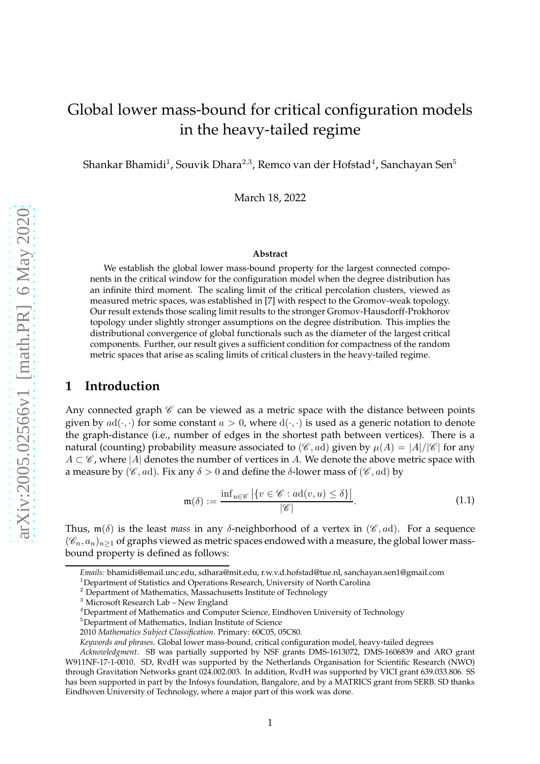# Global lower mass-bound for critical configuration models in the heavy-tailed regime

Shankar Bhamidi[1], Souvik Dhara[2,3], Remco van der Hofstad[4], Sanchayan Sen[5]

March 18, 2022

**Abstract**

We establish the global lower mass-bound property for the largest connected components in the critical window for the configuration model when the degree distribution has an infinite third moment. The scaling limit of the critical percolation clusters, viewed as measured metric spaces, was established in [7] with respect to the Gromov-weak topology. Our result extends those scaling limit results to the stronger Gromov-Hausdorff-Prokhorov topology under slightly stronger assumptions on the degree distribution. This implies the distributional convergence of global functionals such as the diameter of the largest critical components. Further, our result gives a sufficient condition for compactness of the random metric spaces that arise as scaling limits of critical clusters in the heavy-tailed regime.

## 1 Introduction

Any connected graph $\mathscr{C}$ can be viewed as a metric space with the distance between points given by $a\mathrm{d}(\cdot,\cdot)$ for some constant $a > 0$, where $\mathrm{d}(\cdot,\cdot)$ is used as a generic notation to denote the graph-distance (i.e., number of edges in the shortest path between vertices). There is a natural (counting) probability measure associated to $(\mathscr{C}, a\mathrm{d})$ given by $\mu(A) = |A|/|\mathscr{C}|$ for any $A \subset \mathscr{C}$, where $|A|$ denotes the number of vertices in $A$. We denote the above metric space with a measure by $(\mathscr{C}, a\mathrm{d})$. Fix any $\delta > 0$ and define the $\delta$-lower mass of $(\mathscr{C}, a\mathrm{d})$ by

$$\mathfrak{m}(\delta) := \frac{\inf_{u\in\mathscr{C}} \big|\{v \in \mathscr{C} : a\mathrm{d}(v, u) \leq \delta\}\big|}{|\mathscr{C}|}. \tag{1.1}$$

Thus, $\mathfrak{m}(\delta)$ is the least *mass* in any $\delta$-neighborhood of a vertex in $(\mathscr{C}, a\mathrm{d})$. For a sequence $(\mathscr{C}_n, a_n)_{n\geq 1}$ of graphs viewed as metric spaces endowed with a measure, the global lower mass-bound property is defined as follows:

---

*Emails:* bhamidi@email.unc.edu, sdhara@mit.edu, r.w.v.d.hofstad@tue.nl, sanchayan.sen1@gmail.com

[1]Department of Statistics and Operations Research, University of North Carolina

[2] Department of Mathematics, Massachusetts Institute of Technology

[3] Microsoft Research Lab – New England

[4]Department of Mathematics and Computer Science, Eindhoven University of Technology

[5]Department of Mathematics, Indian Institute of Science

2010 *Mathematics Subject Classification.* Primary: 60C05, 05C80.

*Keywords and phrases.* Global lower mass-bound, critical configuration model, heavy-tailed degrees

*Acknowledgment*. SB was partially supported by NSF grants DMS-1613072, DMS-1606839 and ARO grant W911NF-17-1-0010. SD, RvdH was supported by the Netherlands Organisation for Scientific Research (NWO) through Gravitation Networks grant 024.002.003. In addition, RvdH was supported by VICI grant 639.033.806. SS has been supported in part by the Infosys foundation, Bangalore, and by a MATRICS grant from SERB. SD thanks Eindhoven University of Technology, where a major part of this work was done.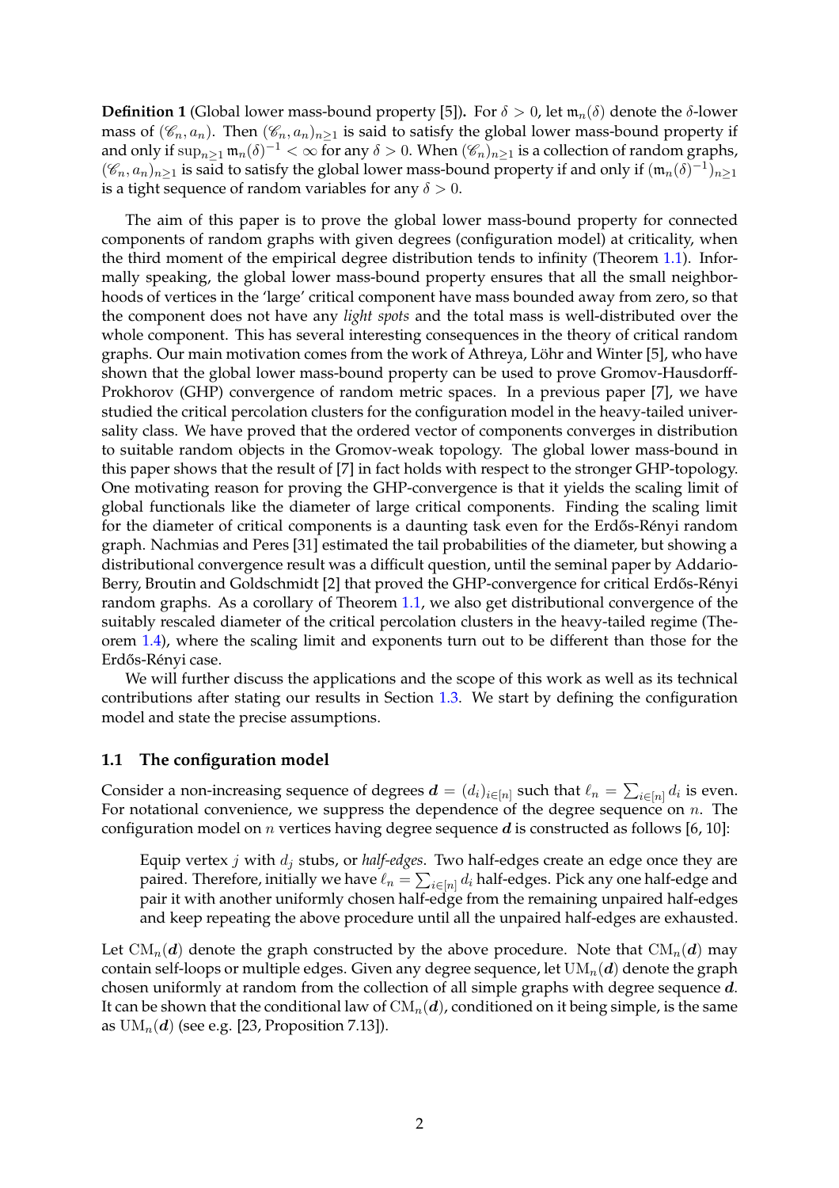**Definition 1** (Global lower mass-bound property [5])**.** For $\delta > 0$, let $\mathfrak{m}_n(\delta)$ denote the $\delta$-lower mass of $(\mathscr{C}_n, a_n)$. Then $(\mathscr{C}_n, a_n)_{n\geq 1}$ is said to satisfy the global lower mass-bound property if and only if $\sup_{n\geq 1} \mathfrak{m}_n(\delta)^{-1} < \infty$ for any $\delta > 0$. When $(\mathscr{C}_n)_{n\geq 1}$ is a collection of random graphs, $(\mathscr{C}_n, a_n)_{n\geq 1}$ is said to satisfy the global lower mass-bound property if and only if $(\mathfrak{m}_n(\delta)^{-1})_{n\geq 1}$ is a tight sequence of random variables for any $\delta > 0$.

The aim of this paper is to prove the global lower mass-bound property for connected components of random graphs with given degrees (configuration model) at criticality, when the third moment of the empirical degree distribution tends to infinity (Theorem 1.1). Informally speaking, the global lower mass-bound property ensures that all the small neighborhoods of vertices in the 'large' critical component have mass bounded away from zero, so that the component does not have any *light spots* and the total mass is well-distributed over the whole component. This has several interesting consequences in the theory of critical random graphs. Our main motivation comes from the work of Athreya, Löhr and Winter [5], who have shown that the global lower mass-bound property can be used to prove Gromov-Hausdorff-Prokhorov (GHP) convergence of random metric spaces. In a previous paper [7], we have studied the critical percolation clusters for the configuration model in the heavy-tailed universality class. We have proved that the ordered vector of components converges in distribution to suitable random objects in the Gromov-weak topology. The global lower mass-bound in this paper shows that the result of [7] in fact holds with respect to the stronger GHP-topology. One motivating reason for proving the GHP-convergence is that it yields the scaling limit of global functionals like the diameter of large critical components. Finding the scaling limit for the diameter of critical components is a daunting task even for the Erdős-Rényi random graph. Nachmias and Peres [31] estimated the tail probabilities of the diameter, but showing a distributional convergence result was a difficult question, until the seminal paper by Addario-Berry, Broutin and Goldschmidt [2] that proved the GHP-convergence for critical Erdős-Rényi random graphs. As a corollary of Theorem 1.1, we also get distributional convergence of the suitably rescaled diameter of the critical percolation clusters in the heavy-tailed regime (Theorem 1.4), where the scaling limit and exponents turn out to be different than those for the Erdős-Rényi case.

We will further discuss the applications and the scope of this work as well as its technical contributions after stating our results in Section 1.3. We start by defining the configuration model and state the precise assumptions.

### 1.1 The configuration model

Consider a non-increasing sequence of degrees $\boldsymbol{d} = (d_i)_{i\in[n]}$ such that $\ell_n = \sum_{i\in[n]} d_i$ is even. For notational convenience, we suppress the dependence of the degree sequence on $n$. The configuration model on $n$ vertices having degree sequence $\boldsymbol{d}$ is constructed as follows [6, 10]:

> Equip vertex $j$ with $d_j$ stubs, or *half-edges*. Two half-edges create an edge once they are paired. Therefore, initially we have $\ell_n = \sum_{i\in[n]} d_i$ half-edges. Pick any one half-edge and pair it with another uniformly chosen half-edge from the remaining unpaired half-edges and keep repeating the above procedure until all the unpaired half-edges are exhausted.

Let $\mathrm{CM}_n(\boldsymbol{d})$ denote the graph constructed by the above procedure. Note that $\mathrm{CM}_n(\boldsymbol{d})$ may contain self-loops or multiple edges. Given any degree sequence, let $\mathrm{UM}_n(\boldsymbol{d})$ denote the graph chosen uniformly at random from the collection of all simple graphs with degree sequence $\boldsymbol{d}$. It can be shown that the conditional law of $\mathrm{CM}_n(\boldsymbol{d})$, conditioned on it being simple, is the same as $\mathrm{UM}_n(\boldsymbol{d})$ (see e.g. [23, Proposition 7.13]).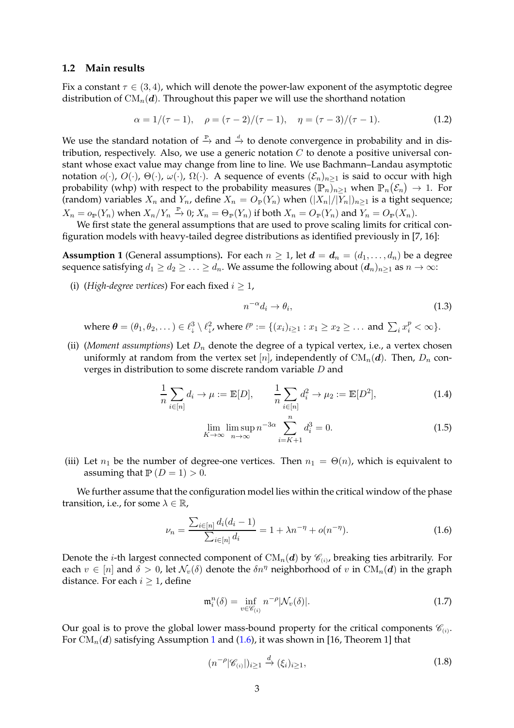### 1.2 Main results

Fix a constant $\tau \in (3,4)$, which will denote the power-law exponent of the asymptotic degree distribution of $\mathrm{CM}_n(\boldsymbol{d})$. Throughout this paper we will use the shorthand notation

$$\alpha = 1/(\tau-1), \quad \rho = (\tau-2)/(\tau-1), \quad \eta = (\tau-3)/(\tau-1). \tag{1.2}$$

We use the standard notation of $\xrightarrow{\mathbb{P}}$ and $\xrightarrow{d}$ to denote convergence in probability and in distribution, respectively. Also, we use a generic notation $C$ to denote a positive universal constant whose exact value may change from line to line. We use Bachmann–Landau asymptotic notation $o(\cdot)$, $O(\cdot)$, $\Theta(\cdot)$, $\omega(\cdot)$, $\Omega(\cdot)$. A sequence of events $(\mathcal{E}_n)_{n\geq 1}$ is said to occur with high probability (whp) with respect to the probability measures $(\mathbb{P}_n)_{n\geq 1}$ when $\mathbb{P}_n(\mathcal{E}_n) \to 1$. For (random) variables $X_n$ and $Y_n$, define $X_n = O_{\mathbb{P}}(Y_n)$ when $(|X_n|/|Y_n|)_{n\geq 1}$ is a tight sequence; $X_n = o_{\mathbb{P}}(Y_n)$ when $X_n/Y_n \xrightarrow{\mathbb{P}} 0$; $X_n = \Theta_{\mathbb{P}}(Y_n)$ if both $X_n = O_{\mathbb{P}}(Y_n)$ and $Y_n = O_{\mathbb{P}}(X_n)$.

We first state the general assumptions that are used to prove scaling limits for critical configuration models with heavy-tailed degree distributions as identified previously in [7, 16]:

**Assumption 1** (General assumptions)**.** For each $n \geq 1$, let $\boldsymbol{d} = \boldsymbol{d}_n = (d_1, \dots, d_n)$ be a degree sequence satisfying $d_1 \geq d_2 \geq \dots \geq d_n$. We assume the following about $(\boldsymbol{d}_n)_{n\geq 1}$ as $n \to \infty$:

(i) (*High-degree vertices*) For each fixed $i \geq 1$,

$$n^{-\alpha} d_i \to \theta_i, \tag{1.3}$$

where $\boldsymbol{\theta} = (\theta_1, \theta_2, \dots) \in \ell^3_{\downarrow} \setminus \ell^2_{\downarrow}$, where $\ell^p := \{(x_i)_{i\geq 1} : x_1 \geq x_2 \geq \dots$ and $\sum_i x_i^p < \infty\}$.

(ii) (*Moment assumptions*) Let $D_n$ denote the degree of a typical vertex, i.e., a vertex chosen uniformly at random from the vertex set $[n]$, independently of $\mathrm{CM}_n(\boldsymbol{d})$. Then, $D_n$ converges in distribution to some discrete random variable $D$ and

$$\frac{1}{n}\sum_{i\in[n]} d_i \to \mu := \mathbb{E}[D], \qquad \frac{1}{n}\sum_{i\in[n]} d_i^2 \to \mu_2 := \mathbb{E}[D^2], \tag{1.4}$$

$$\lim_{K\to\infty} \limsup_{n\to\infty} n^{-3\alpha} \sum_{i=K+1}^{n} d_i^3 = 0. \tag{1.5}$$

(iii) Let $n_1$ be the number of degree-one vertices. Then $n_1 = \Theta(n)$, which is equivalent to assuming that $\mathbb{P}(D=1) > 0$.

We further assume that the configuration model lies within the critical window of the phase transition, i.e., for some $\lambda \in \mathbb{R}$,

$$\nu_n = \frac{\sum_{i\in[n]} d_i(d_i-1)}{\sum_{i\in[n]} d_i} = 1 + \lambda n^{-\eta} + o(n^{-\eta}). \tag{1.6}$$

Denote the $i$-th largest connected component of $\mathrm{CM}_n(\boldsymbol{d})$ by $\mathscr{C}_{(i)}$, breaking ties arbitrarily. For each $v \in [n]$ and $\delta > 0$, let $\mathcal{N}_v(\delta)$ denote the $\delta n^{\eta}$ neighborhood of $v$ in $\mathrm{CM}_n(\boldsymbol{d})$ in the graph distance. For each $i \geq 1$, define

$$\mathfrak{m}_i^n(\delta) = \inf_{v\in\mathscr{C}_{(i)}} n^{-\rho}|\mathcal{N}_v(\delta)|. \tag{1.7}$$

Our goal is to prove the global lower mass-bound property for the critical components $\mathscr{C}_{(i)}$. For $\mathrm{CM}_n(\boldsymbol{d})$ satisfying Assumption 1 and (1.6), it was shown in [16, Theorem 1] that

$$(n^{-\rho}|\mathscr{C}_{(i)}|)_{i\geq 1} \xrightarrow{d} (\xi_i)_{i\geq 1}, \tag{1.8}$$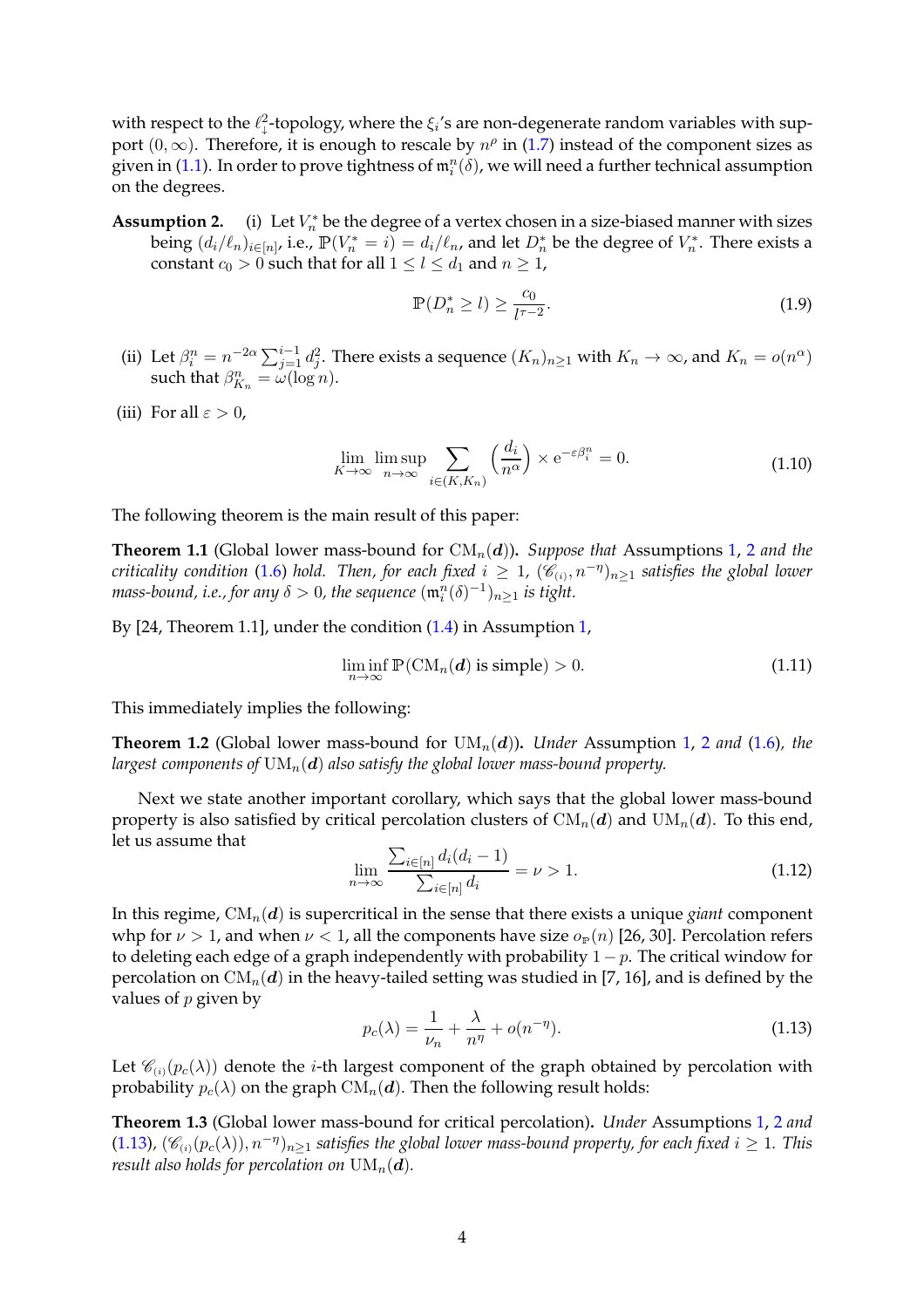with respect to the $\ell^2_\downarrow$-topology, where the $\xi_i$'s are non-degenerate random variables with support $(0,\infty)$. Therefore, it is enough to rescale by $n^\rho$ in (1.7) instead of the component sizes as given in (1.1). In order to prove tightness of $\mathfrak{m}_i^n(\delta)$, we will need a further technical assumption on the degrees.

**Assumption 2.** (i) Let $V_n^*$ be the degree of a vertex chosen in a size-biased manner with sizes being $(d_i/\ell_n)_{i\in[n]}$, i.e., $\mathbb{P}(V_n^* = i) = d_i/\ell_n$, and let $D_n^*$ be the degree of $V_n^*$. There exists a constant $c_0 > 0$ such that for all $1 \leq l \leq d_1$ and $n \geq 1$,

$$\mathbb{P}(D_n^* \geq l) \geq \frac{c_0}{l^{\tau-2}}. \tag{1.9}$$

(ii) Let $\beta_i^n = n^{-2\alpha} \sum_{j=1}^{i-1} d_j^2$. There exists a sequence $(K_n)_{n\geq1}$ with $K_n \to \infty$, and $K_n = o(n^\alpha)$ such that $\beta_{K_n}^n = \omega(\log n)$.

(iii) For all $\varepsilon > 0$,

$$\lim_{K\to\infty} \limsup_{n\to\infty} \sum_{i\in(K,K_n)} \left(\frac{d_i}{n^\alpha}\right) \times \mathrm{e}^{-\varepsilon\beta_i^n} = 0. \tag{1.10}$$

The following theorem is the main result of this paper:

**Theorem 1.1** (Global lower mass-bound for $\mathrm{CM}_n(\boldsymbol{d})$)**.** *Suppose that* Assumptions 1, 2 *and the criticality condition* (1.6) *hold. Then, for each fixed* $i \geq 1$, $(\mathscr{C}_{(i)}, n^{-\eta})_{n\geq1}$ *satisfies the global lower mass-bound, i.e., for any* $\delta > 0$*, the sequence* $(\mathfrak{m}_i^n(\delta)^{-1})_{n\geq1}$ *is tight.*

By [24, Theorem 1.1], under the condition (1.4) in Assumption 1,

$$\liminf_{n\to\infty} \mathbb{P}(\mathrm{CM}_n(\boldsymbol{d}) \text{ is simple}) > 0. \tag{1.11}$$

This immediately implies the following:

**Theorem 1.2** (Global lower mass-bound for $\mathrm{UM}_n(\boldsymbol{d})$)**.** *Under* Assumption 1, 2 *and* (1.6)*, the largest components of* $\mathrm{UM}_n(\boldsymbol{d})$ *also satisfy the global lower mass-bound property.*

Next we state another important corollary, which says that the global lower mass-bound property is also satisfied by critical percolation clusters of $\mathrm{CM}_n(\boldsymbol{d})$ and $\mathrm{UM}_n(\boldsymbol{d})$. To this end, let us assume that

$$\lim_{n\to\infty} \frac{\sum_{i\in[n]} d_i(d_i-1)}{\sum_{i\in[n]} d_i} = \nu > 1. \tag{1.12}$$

In this regime, $\mathrm{CM}_n(\boldsymbol{d})$ is supercritical in the sense that there exists a unique *giant* component whp for $\nu > 1$, and when $\nu < 1$, all the components have size $o_{\mathbb{P}}(n)$ [26, 30]. Percolation refers to deleting each edge of a graph independently with probability $1-p$. The critical window for percolation on $\mathrm{CM}_n(\boldsymbol{d})$ in the heavy-tailed setting was studied in [7, 16], and is defined by the values of $p$ given by

$$p_c(\lambda) = \frac{1}{\nu_n} + \frac{\lambda}{n^\eta} + o(n^{-\eta}). \tag{1.13}$$

Let $\mathscr{C}_{(i)}(p_c(\lambda))$ denote the $i$-th largest component of the graph obtained by percolation with probability $p_c(\lambda)$ on the graph $\mathrm{CM}_n(\boldsymbol{d})$. Then the following result holds:

**Theorem 1.3** (Global lower mass-bound for critical percolation)**.** *Under* Assumptions 1, 2 *and* (1.13)*,* $(\mathscr{C}_{(i)}(p_c(\lambda)), n^{-\eta})_{n\geq1}$ *satisfies the global lower mass-bound property, for each fixed* $i \geq 1$*. This result also holds for percolation on* $\mathrm{UM}_n(\boldsymbol{d})$*.*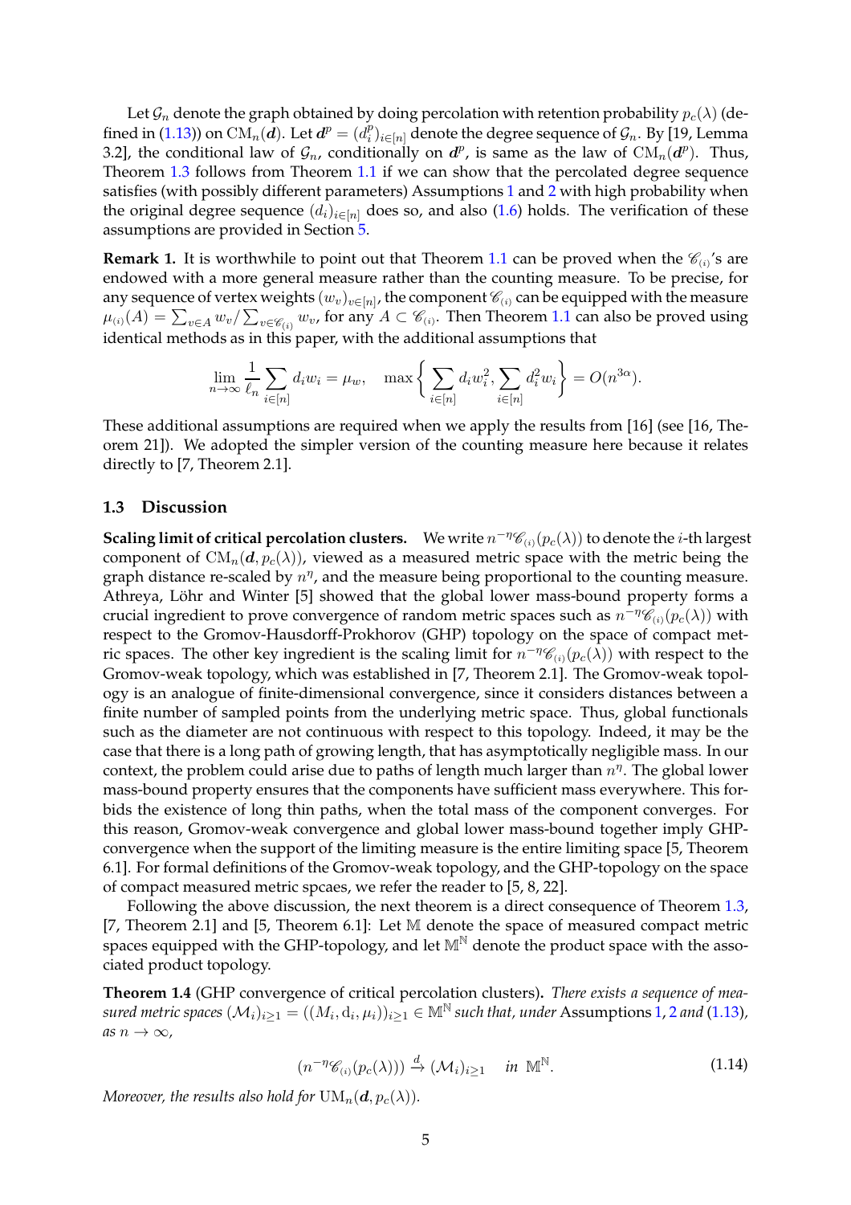Let $\mathcal{G}_n$ denote the graph obtained by doing percolation with retention probability $p_c(\lambda)$ (defined in (1.13)) on $\mathrm{CM}_n(\boldsymbol{d})$. Let $\boldsymbol{d}^p = (d_i^p)_{i\in[n]}$ denote the degree sequence of $\mathcal{G}_n$. By [19, Lemma 3.2], the conditional law of $\mathcal{G}_n$, conditionally on $\boldsymbol{d}^p$, is same as the law of $\mathrm{CM}_n(\boldsymbol{d}^p)$. Thus, Theorem 1.3 follows from Theorem 1.1 if we can show that the percolated degree sequence satisfies (with possibly different parameters) Assumptions 1 and 2 with high probability when the original degree sequence $(d_i)_{i\in[n]}$ does so, and also (1.6) holds. The verification of these assumptions are provided in Section 5.

**Remark 1.** It is worthwhile to point out that Theorem 1.1 can be proved when the $\mathscr{C}_{(i)}$'s are endowed with a more general measure rather than the counting measure. To be precise, for any sequence of vertex weights $(w_v)_{v\in[n]}$, the component $\mathscr{C}_{(i)}$ can be equipped with the measure $\mu_{(i)}(A) = \sum_{v\in A} w_v / \sum_{v\in\mathscr{C}_{(i)}} w_v$, for any $A \subset \mathscr{C}_{(i)}$. Then Theorem 1.1 can also be proved using identical methods as in this paper, with the additional assumptions that

$$\lim_{n\to\infty} \frac{1}{\ell_n} \sum_{i\in[n]} d_i w_i = \mu_w, \quad \max\bigg\{ \sum_{i\in[n]} d_i w_i^2, \sum_{i\in[n]} d_i^2 w_i \bigg\} = O(n^{3\alpha}).$$

These additional assumptions are required when we apply the results from [16] (see [16, Theorem 21]). We adopted the simpler version of the counting measure here because it relates directly to [7, Theorem 2.1].

### 1.3 Discussion

**Scaling limit of critical percolation clusters.** We write $n^{-\eta}\mathscr{C}_{(i)}(p_c(\lambda))$ to denote the $i$-th largest component of $\mathrm{CM}_n(\boldsymbol{d}, p_c(\lambda))$, viewed as a measured metric space with the metric being the graph distance re-scaled by $n^\eta$, and the measure being proportional to the counting measure. Athreya, Löhr and Winter [5] showed that the global lower mass-bound property forms a crucial ingredient to prove convergence of random metric spaces such as $n^{-\eta}\mathscr{C}_{(i)}(p_c(\lambda))$ with respect to the Gromov-Hausdorff-Prokhorov (GHP) topology on the space of compact metric spaces. The other key ingredient is the scaling limit for $n^{-\eta}\mathscr{C}_{(i)}(p_c(\lambda))$ with respect to the Gromov-weak topology, which was established in [7, Theorem 2.1]. The Gromov-weak topology is an analogue of finite-dimensional convergence, since it considers distances between a finite number of sampled points from the underlying metric space. Thus, global functionals such as the diameter are not continuous with respect to this topology. Indeed, it may be the case that there is a long path of growing length, that has asymptotically negligible mass. In our context, the problem could arise due to paths of length much larger than $n^\eta$. The global lower mass-bound property ensures that the components have sufficient mass everywhere. This forbids the existence of long thin paths, when the total mass of the component converges. For this reason, Gromov-weak convergence and global lower mass-bound together imply GHP-convergence when the support of the limiting measure is the entire limiting space [5, Theorem 6.1]. For formal definitions of the Gromov-weak topology, and the GHP-topology on the space of compact measured metric spcaes, we refer the reader to [5, 8, 22].

Following the above discussion, the next theorem is a direct consequence of Theorem 1.3, [7, Theorem 2.1] and [5, Theorem 6.1]: Let $\mathbb{M}$ denote the space of measured compact metric spaces equipped with the GHP-topology, and let $\mathbb{M}^{\mathbb{N}}$ denote the product space with the associated product topology.

**Theorem 1.4** (GHP convergence of critical percolation clusters)**.** *There exists a sequence of measured metric spaces $(\mathcal{M}_i)_{i\geq1} = ((M_i, \mathrm{d}_i, \mu_i))_{i\geq1} \in \mathbb{M}^{\mathbb{N}}$ such that, under* Assumptions 1, 2 *and* (1.13)*, as $n\to\infty$,*

$$(n^{-\eta}\mathscr{C}_{(i)}(p_c(\lambda))) \xrightarrow{d} (\mathcal{M}_i)_{i\geq1} \quad \text{in } \mathbb{M}^{\mathbb{N}}. \tag{1.14}$$

*Moreover, the results also hold for $\mathrm{UM}_n(\boldsymbol{d}, p_c(\lambda))$.*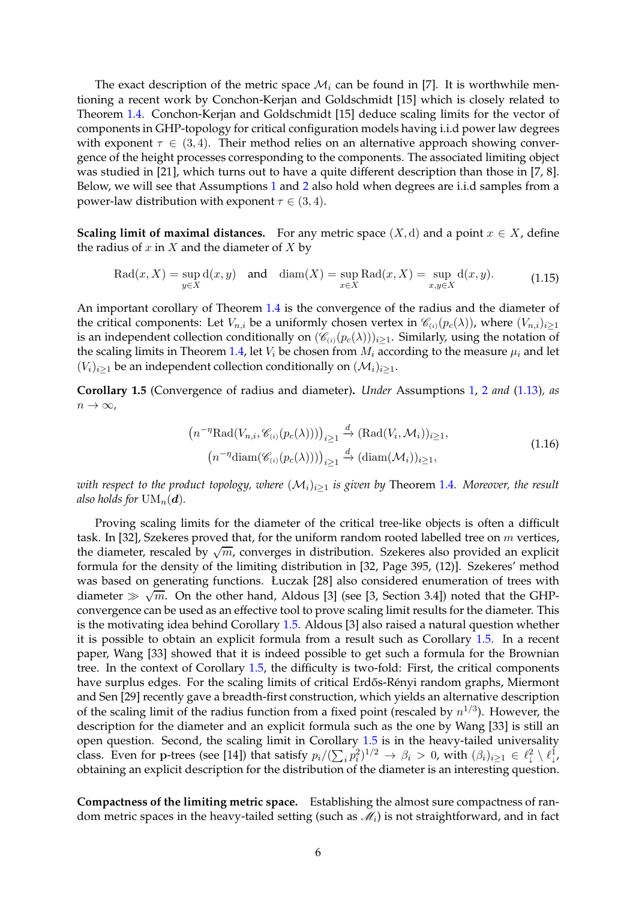The exact description of the metric space $\mathcal{M}_i$ can be found in [7]. It is worthwhile mentioning a recent work by Conchon-Kerjan and Goldschmidt [15] which is closely related to Theorem 1.4. Conchon-Kerjan and Goldschmidt [15] deduce scaling limits for the vector of components in GHP-topology for critical configuration models having i.i.d power law degrees with exponent $\tau \in (3,4)$. Their method relies on an alternative approach showing convergence of the height processes corresponding to the components. The associated limiting object was studied in [21], which turns out to have a quite different description than those in [7, 8]. Below, we will see that Assumptions 1 and 2 also hold when degrees are i.i.d samples from a power-law distribution with exponent $\tau \in (3,4)$.

**Scaling limit of maximal distances.** For any metric space $(X, \mathrm{d})$ and a point $x \in X$, define the radius of $x$ in $X$ and the diameter of $X$ by

$$\mathrm{Rad}(x, X) = \sup_{y \in X} \mathrm{d}(x, y) \quad \text{and} \quad \mathrm{diam}(X) = \sup_{x \in X} \mathrm{Rad}(x, X) = \sup_{x, y \in X} \mathrm{d}(x, y). \tag{1.15}$$

An important corollary of Theorem 1.4 is the convergence of the radius and the diameter of the critical components: Let $V_{n,i}$ be a uniformly chosen vertex in $\mathscr{C}_{(i)}(p_c(\lambda))$, where $(V_{n,i})_{i\geq 1}$ is an independent collection conditionally on $(\mathscr{C}_{(i)}(p_c(\lambda)))_{i\geq 1}$. Similarly, using the notation of the scaling limits in Theorem 1.4, let $V_i$ be chosen from $M_i$ according to the measure $\mu_i$ and let $(V_i)_{i\geq 1}$ be an independent collection conditionally on $(\mathcal{M}_i)_{i\geq 1}$.

**Corollary 1.5** (Convergence of radius and diameter)**.** *Under* Assumptions 1, 2 *and* (1.13)*, as* $n \to \infty$,

$$\begin{aligned}\left(n^{-\eta}\mathrm{Rad}(V_{n,i}, \mathscr{C}_{(i)}(p_c(\lambda)))\right)_{i\geq 1} &\xrightarrow{d} (\mathrm{Rad}(V_i, \mathcal{M}_i))_{i\geq 1},\\ \left(n^{-\eta}\mathrm{diam}(\mathscr{C}_{(i)}(p_c(\lambda)))\right)_{i\geq 1} &\xrightarrow{d} (\mathrm{diam}(\mathcal{M}_i))_{i\geq 1},\end{aligned} \tag{1.16}$$

*with respect to the product topology, where $(\mathcal{M}_i)_{i\geq 1}$ is given by* Theorem 1.4*. Moreover, the result also holds for* $\mathrm{UM}_n(\boldsymbol{d})$*.*

Proving scaling limits for the diameter of the critical tree-like objects is often a difficult task. In [32], Szekeres proved that, for the uniform random rooted labelled tree on $m$ vertices, the diameter, rescaled by $\sqrt{m}$, converges in distribution. Szekeres also provided an explicit formula for the density of the limiting distribution in [32, Page 395, (12)]. Szekeres' method was based on generating functions. Łuczak [28] also considered enumeration of trees with diameter $\gg \sqrt{m}$. On the other hand, Aldous [3] (see [3, Section 3.4]) noted that the GHP-convergence can be used as an effective tool to prove scaling limit results for the diameter. This is the motivating idea behind Corollary 1.5. Aldous [3] also raised a natural question whether it is possible to obtain an explicit formula from a result such as Corollary 1.5. In a recent paper, Wang [33] showed that it is indeed possible to get such a formula for the Brownian tree. In the context of Corollary 1.5, the difficulty is two-fold: First, the critical components have surplus edges. For the scaling limits of critical Erdős-Rényi random graphs, Miermont and Sen [29] recently gave a breadth-first construction, which yields an alternative description of the scaling limit of the radius function from a fixed point (rescaled by $n^{1/3}$). However, the description for the diameter and an explicit formula such as the one by Wang [33] is still an open question. Second, the scaling limit in Corollary 1.5 is in the heavy-tailed universality class. Even for $\mathbf{p}$-trees (see [14]) that satisfy $p_i/(\sum_i p_i^2)^{1/2} \to \beta_i > 0$, with $(\beta_i)_{i\geq 1} \in \ell^2_{\downarrow} \setminus \ell^1_{\downarrow}$, obtaining an explicit description for the distribution of the diameter is an interesting question.

**Compactness of the limiting metric space.** Establishing the almost sure compactness of random metric spaces in the heavy-tailed setting (such as $\mathscr{M}_i$) is not straightforward, and in fact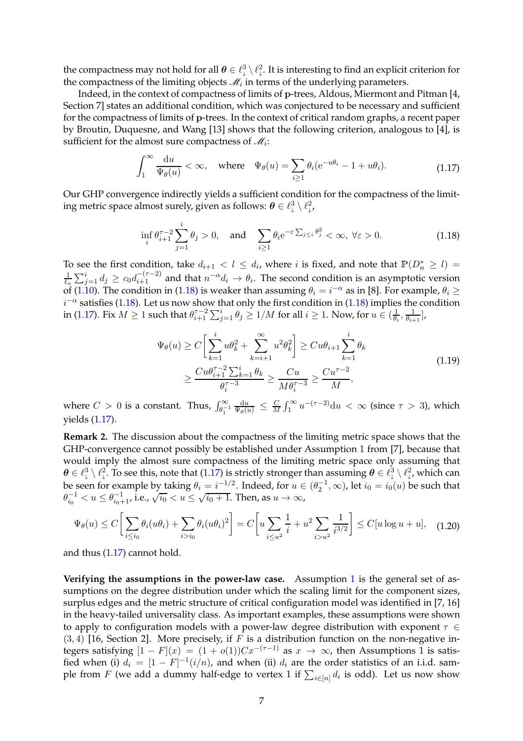the compactness may not hold for all $\boldsymbol{\theta} \in \ell^3_{\downarrow} \setminus \ell^2_{\downarrow}$. It is interesting to find an explicit criterion for the compactness of the limiting objects $\mathscr{M}_i$ in terms of the underlying parameters.

Indeed, in the context of compactness of limits of $\mathbf{p}$-trees, Aldous, Miermont and Pitman [4, Section 7] states an additional condition, which was conjectured to be necessary and sufficient for the compactness of limits of $\mathbf{p}$-trees. In the context of critical random graphs, a recent paper by Broutin, Duquesne, and Wang [13] shows that the following criterion, analogous to [4], is sufficient for the almost sure compactness of $\mathscr{M}_i$:

$$\int_1^\infty \frac{\mathrm{d}u}{\Psi_\theta(u)} < \infty, \quad \text{where} \quad \Psi_\theta(u) = \sum_{i\geq 1} \theta_i (\mathrm{e}^{-u\theta_i} - 1 + u\theta_i). \tag{1.17}$$

Our GHP convergence indirectly yields a sufficient condition for the compactness of the limiting metric space almost surely, given as follows: $\boldsymbol{\theta} \in \ell^3_{\downarrow} \setminus \ell^2_{\downarrow}$,

$$\inf_i \theta_{i+1}^{\tau-2} \sum_{j=1}^{i} \theta_j > 0, \quad \text{and} \quad \sum_{i\geq 1} \theta_i \mathrm{e}^{-\varepsilon \sum_{j\leq i} \theta_j^2} < \infty, \ \forall \varepsilon > 0. \tag{1.18}$$

To see the first condition, take $d_{i+1} < l \leq d_i$, where $i$ is fixed, and note that $\mathbb{P}(D_n^* \geq l) = \frac{1}{\ell_n}\sum_{j=1}^{i} d_j \geq c_0 d_{i+1}^{-(\tau-2)}$ and that $n^{-\alpha} d_i \to \theta_i$. The second condition is an asymptotic version of (1.10). The condition in (1.18) is weaker than assuming $\theta_i = i^{-\alpha}$ as in [8]. For example, $\theta_i \geq i^{-\alpha}$ satisfies (1.18). Let us now show that only the first condition in (1.18) implies the condition in (1.17). Fix $M \geq 1$ such that $\theta_{i+1}^{\tau-2} \sum_{j=1}^{i} \theta_j \geq 1/M$ for all $i \geq 1$. Now, for $u \in (\frac{1}{\theta_i}, \frac{1}{\theta_{i+1}}]$,

$$\begin{aligned}
\Psi_\theta(u) &\geq C\bigg[\sum_{k=1}^{i} u\theta_k^2 + \sum_{k=i+1}^{\infty} u^2\theta_k^2\bigg] \geq C u \theta_{i+1} \sum_{k=1}^{i} \theta_k \\
&\geq \frac{C u \theta_{i+1}^{\tau-2} \sum_{k=1}^{i} \theta_k}{\theta_i^{\tau-3}} \geq \frac{Cu}{M\theta_i^{\tau-3}} \geq \frac{Cu^{\tau-2}}{M},
\end{aligned} \tag{1.19}$$

where $C > 0$ is a constant. Thus, $\int_{\theta_1^{-1}}^\infty \frac{\mathrm{d}u}{\Psi_\theta(u)} \leq \frac{C}{M}\int_1^\infty u^{-(\tau-2)}\mathrm{d}u < \infty$ (since $\tau > 3$), which yields (1.17).

**Remark 2.** The discussion about the compactness of the limiting metric space shows that the GHP-convergence cannot possibly be established under Assumption 1 from [7], because that would imply the almost sure compactness of the limiting metric space only assuming that $\boldsymbol{\theta} \in \ell^3_{\downarrow} \setminus \ell^2_{\downarrow}$. To see this, note that (1.17) is strictly stronger than assuming $\boldsymbol{\theta} \in \ell^3_{\downarrow} \setminus \ell^2_{\downarrow}$, which can be seen for example by taking $\theta_i = i^{-1/2}$. Indeed, for $u \in (\theta_2^{-1}, \infty)$, let $i_0 = i_0(u)$ be such that $\theta_{i_0}^{-1} < u \leq \theta_{i_0+1}^{-1}$, i.e., $\sqrt{i_0} < u \leq \sqrt{i_0+1}$. Then, as $u \to \infty$,

$$\Psi_\theta(u) \leq C\bigg[\sum_{i\leq i_0} \theta_i(u\theta_i) + \sum_{i>i_0} \theta_i(u\theta_i)^2\bigg] = C\bigg[u\sum_{i\leq u^2}\frac{1}{i} + u^2\sum_{i>u^2}\frac{1}{i^{3/2}}\bigg] \leq C[u\log u + u], \tag{1.20}$$

and thus (1.17) cannot hold.

**Verifying the assumptions in the power-law case.** Assumption 1 is the general set of assumptions on the degree distribution under which the scaling limit for the component sizes, surplus edges and the metric structure of critical configuration model was identified in [7, 16] in the heavy-tailed universality class. As important examples, these assumptions were shown to apply to configuration models with a power-law degree distribution with exponent $\tau \in (3,4)$ [16, Section 2]. More precisely, if $F$ is a distribution function on the non-negative integers satisfying $[1-F](x) = (1+o(1))Cx^{-(\tau-1)}$ as $x \to \infty$, then Assumptions 1 is satisfied when (i) $d_i = [1-F]^{-1}(i/n)$, and when (ii) $d_i$ are the order statistics of an i.i.d. sample from $F$ (we add a dummy half-edge to vertex 1 if $\sum_{i\in[n]} d_i$ is odd). Let us now show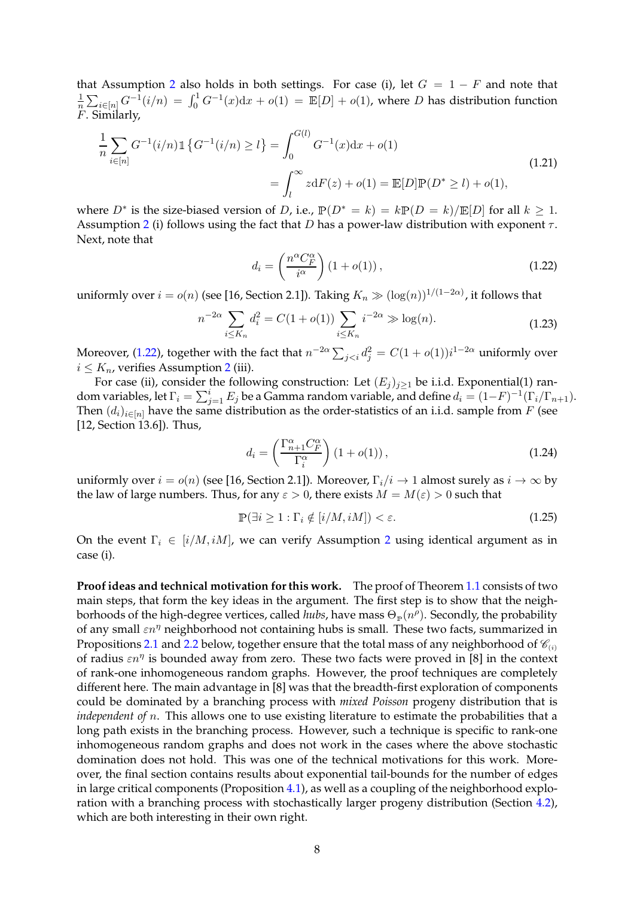that Assumption 2 also holds in both settings. For case (i), let $G = 1 - F$ and note that $\frac{1}{n}\sum_{i\in[n]} G^{-1}(i/n) = \int_0^1 G^{-1}(x)\mathrm{d}x + o(1) = \mathbb{E}[D] + o(1)$, where $D$ has distribution function $F$. Similarly,

$$
\begin{aligned}
\frac{1}{n}\sum_{i\in[n]} G^{-1}(i/n)\mathbb{1}\left\{G^{-1}(i/n) \geq l\right\} &= \int_0^{G(l)} G^{-1}(x)\mathrm{d}x + o(1) \\
&= \int_l^\infty z\mathrm{d}F(z) + o(1) = \mathbb{E}[D]\mathbb{P}(D^* \geq l) + o(1),
\end{aligned}
\tag{1.21}
$$

where $D^*$ is the size-biased version of $D$, i.e., $\mathbb{P}(D^* = k) = k\mathbb{P}(D = k)/\mathbb{E}[D]$ for all $k \geq 1$. Assumption 2 (i) follows using the fact that $D$ has a power-law distribution with exponent $\tau$. Next, note that

$$
d_i = \left(\frac{n^\alpha C_F^\alpha}{i^\alpha}\right)(1 + o(1)), \tag{1.22}
$$

uniformly over $i = o(n)$ (see [16, Section 2.1]). Taking $K_n \gg (\log(n))^{1/(1-2\alpha)}$, it follows that

$$
n^{-2\alpha}\sum_{i\leq K_n} d_i^2 = C(1+o(1))\sum_{i\leq K_n} i^{-2\alpha} \gg \log(n). \tag{1.23}
$$

Moreover, (1.22), together with the fact that $n^{-2\alpha}\sum_{j<i} d_j^2 = C(1+o(1))i^{1-2\alpha}$ uniformly over $i \leq K_n$, verifies Assumption 2 (iii).

For case (ii), consider the following construction: Let $(E_j)_{j\geq 1}$ be i.i.d. Exponential(1) random variables, let $\Gamma_i = \sum_{j=1}^i E_j$ be a Gamma random variable, and define $d_i = (1-F)^{-1}(\Gamma_i/\Gamma_{n+1})$. Then $(d_i)_{i\in[n]}$ have the same distribution as the order-statistics of an i.i.d. sample from $F$ (see [12, Section 13.6]). Thus,

$$
d_i = \left(\frac{\Gamma_{n+1}^\alpha C_F^\alpha}{\Gamma_i^\alpha}\right)(1 + o(1)), \tag{1.24}
$$

uniformly over $i = o(n)$ (see [16, Section 2.1]). Moreover, $\Gamma_i/i \to 1$ almost surely as $i \to \infty$ by the law of large numbers. Thus, for any $\varepsilon > 0$, there exists $M = M(\varepsilon) > 0$ such that

$$
\mathbb{P}(\exists i \geq 1 : \Gamma_i \notin [i/M, iM]) < \varepsilon. \tag{1.25}
$$

On the event $\Gamma_i \in [i/M, iM]$, we can verify Assumption 2 using identical argument as in case (i).

**Proof ideas and technical motivation for this work.** The proof of Theorem 1.1 consists of two main steps, that form the key ideas in the argument. The first step is to show that the neighborhoods of the high-degree vertices, called *hubs*, have mass $\Theta_{\mathbb{P}}(n^\rho)$. Secondly, the probability of any small $\varepsilon n^\eta$ neighborhood not containing hubs is small. These two facts, summarized in Propositions 2.1 and 2.2 below, together ensure that the total mass of any neighborhood of $\mathscr{C}_{(i)}$ of radius $\varepsilon n^\eta$ is bounded away from zero. These two facts were proved in [8] in the context of rank-one inhomogeneous random graphs. However, the proof techniques are completely different here. The main advantage in [8] was that the breadth-first exploration of components could be dominated by a branching process with *mixed Poisson* progeny distribution that is *independent of* $n$. This allows one to use existing literature to estimate the probabilities that a long path exists in the branching process. However, such a technique is specific to rank-one inhomogeneous random graphs and does not work in the cases where the above stochastic domination does not hold. This was one of the technical motivations for this work. Moreover, the final section contains results about exponential tail-bounds for the number of edges in large critical components (Proposition 4.1), as well as a coupling of the neighborhood exploration with a branching process with stochastically larger progeny distribution (Section 4.2), which are both interesting in their own right.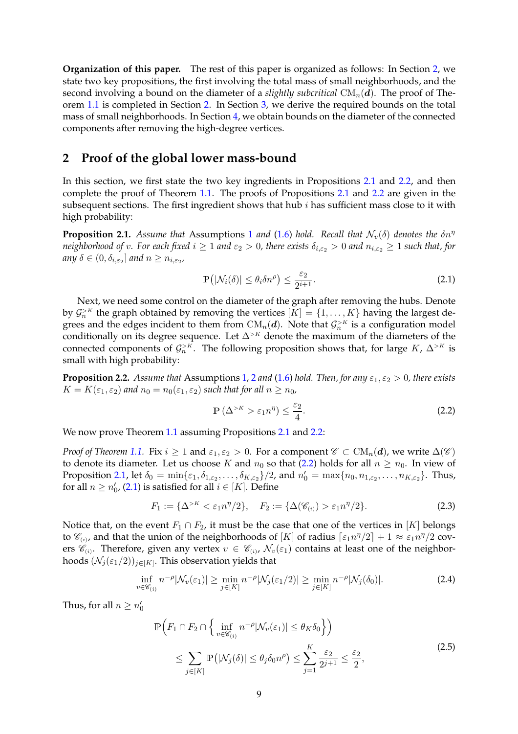**Organization of this paper.** The rest of this paper is organized as follows: In Section 2, we state two key propositions, the first involving the total mass of small neighborhoods, and the second involving a bound on the diameter of a *slightly subcritical* $\mathrm{CM}_n(\boldsymbol{d})$. The proof of Theorem 1.1 is completed in Section 2. In Section 3, we derive the required bounds on the total mass of small neighborhoods. In Section 4, we obtain bounds on the diameter of the connected components after removing the high-degree vertices.

## 2 Proof of the global lower mass-bound

In this section, we first state the two key ingredients in Propositions 2.1 and 2.2, and then complete the proof of Theorem 1.1. The proofs of Propositions 2.1 and 2.2 are given in the subsequent sections. The first ingredient shows that hub $i$ has sufficient mass close to it with high probability:

**Proposition 2.1.** *Assume that* Assumptions 1 *and* (1.6) *hold. Recall that $\mathcal{N}_v(\delta)$ denotes the $\delta n^\eta$ neighborhood of $v$. For each fixed $i \geq 1$ and $\varepsilon_2 > 0$, there exists $\delta_{i,\varepsilon_2} > 0$ and $n_{i,\varepsilon_2} \geq 1$ such that, for any $\delta \in (0, \delta_{i,\varepsilon_2}]$ and $n \geq n_{i,\varepsilon_2}$,*

$$\mathbb{P}\big(|\mathcal{N}_i(\delta)| \leq \theta_i \delta n^\rho\big) \leq \frac{\varepsilon_2}{2^{i+1}}. \tag{2.1}$$

Next, we need some control on the diameter of the graph after removing the hubs. Denote by $\mathcal{G}_n^{>K}$ the graph obtained by removing the vertices $[K] = \{1, \dots, K\}$ having the largest degrees and the edges incident to them from $\mathrm{CM}_n(\boldsymbol{d})$. Note that $\mathcal{G}_n^{>K}$ is a configuration model conditionally on its degree sequence. Let $\Delta^{>K}$ denote the maximum of the diameters of the connected components of $\mathcal{G}_n^{>K}$. The following proposition shows that, for large $K$, $\Delta^{>K}$ is small with high probability:

**Proposition 2.2.** *Assume that* Assumptions 1, 2 *and* (1.6) *hold. Then, for any $\varepsilon_1, \varepsilon_2 > 0$, there exists $K = K(\varepsilon_1, \varepsilon_2)$ and $n_0 = n_0(\varepsilon_1, \varepsilon_2)$ such that for all $n \geq n_0$,*

$$\mathbb{P}\left(\Delta^{>K} > \varepsilon_1 n^\eta\right) \leq \frac{\varepsilon_2}{4}. \tag{2.2}$$

We now prove Theorem 1.1 assuming Propositions 2.1 and 2.2:

*Proof of Theorem 1.1.* Fix $i \geq 1$ and $\varepsilon_1, \varepsilon_2 > 0$. For a component $\mathscr{C} \subset \mathrm{CM}_n(\boldsymbol{d})$, we write $\Delta(\mathscr{C})$ to denote its diameter. Let us choose $K$ and $n_0$ so that (2.2) holds for all $n \geq n_0$. In view of Proposition 2.1, let $\delta_0 = \min\{\varepsilon_1, \delta_{1,\varepsilon_2}, \dots, \delta_{K,\varepsilon_2}\}/2$, and $n_0' = \max\{n_0, n_{1,\varepsilon_2}, \dots, n_{K,\varepsilon_2}\}$. Thus, for all $n \geq n_0'$, (2.1) is satisfied for all $i \in [K]$. Define

$$F_1 := \{\Delta^{>K} < \varepsilon_1 n^\eta/2\}, \quad F_2 := \{\Delta(\mathscr{C}_{(i)}) > \varepsilon_1 n^\eta/2\}. \tag{2.3}$$

Notice that, on the event $F_1 \cap F_2$, it must be the case that one of the vertices in $[K]$ belongs to $\mathscr{C}_{(i)}$, and that the union of the neighborhoods of $[K]$ of radius $\lceil \varepsilon_1 n^\eta/2 \rceil + 1 \approx \varepsilon_1 n^\eta/2$ covers $\mathscr{C}_{(i)}$. Therefore, given any vertex $v \in \mathscr{C}_{(i)}$, $\mathcal{N}_v(\varepsilon_1)$ contains at least one of the neighborhoods $(\mathcal{N}_j(\varepsilon_1/2))_{j \in [K]}$. This observation yields that

$$\inf_{v \in \mathscr{C}_{(i)}} n^{-\rho} |\mathcal{N}_v(\varepsilon_1)| \geq \min_{j \in [K]} n^{-\rho} |\mathcal{N}_j(\varepsilon_1/2)| \geq \min_{j \in [K]} n^{-\rho} |\mathcal{N}_j(\delta_0)|. \tag{2.4}$$

Thus, for all $n \geq n_0'$

$$\begin{aligned} &\mathbb{P}\Big(F_1 \cap F_2 \cap \Big\{ \inf_{v \in \mathscr{C}_{(i)}} n^{-\rho} |\mathcal{N}_v(\varepsilon_1)| \leq \theta_K \delta_0 \Big\}\Big) \\ &\quad \leq \sum_{j \in [K]} \mathbb{P}\big(|\mathcal{N}_j(\delta)| \leq \theta_j \delta_0 n^\rho\big) \leq \sum_{j=1}^{K} \frac{\varepsilon_2}{2^{j+1}} \leq \frac{\varepsilon_2}{2}, \end{aligned} \tag{2.5}$$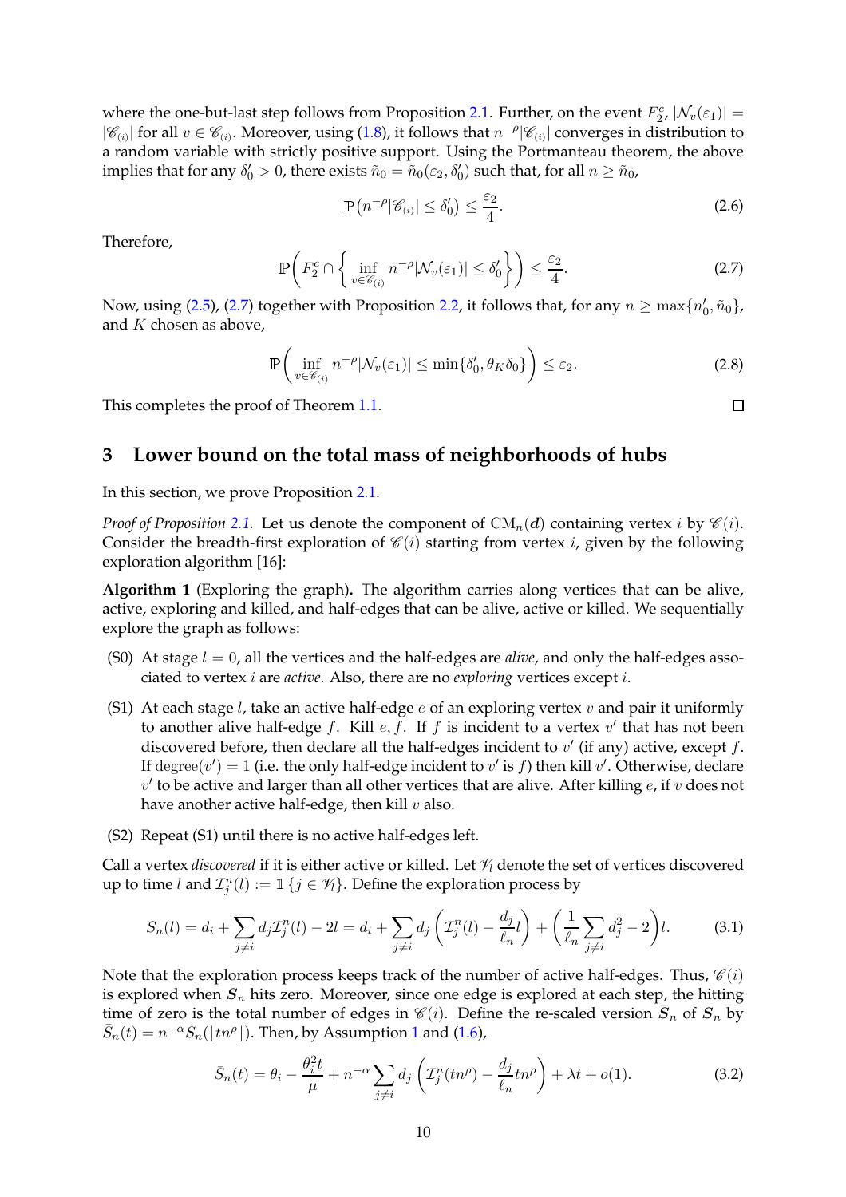where the one-but-last step follows from Proposition 2.1. Further, on the event $F_2^c$, $|\mathcal{N}_v(\varepsilon_1)| = |\mathscr{C}_{(i)}|$ for all $v \in \mathscr{C}_{(i)}$. Moreover, using (1.8), it follows that $n^{-\rho}|\mathscr{C}_{(i)}|$ converges in distribution to a random variable with strictly positive support. Using the Portmanteau theorem, the above implies that for any $\delta_0' > 0$, there exists $\tilde{n}_0 = \tilde{n}_0(\varepsilon_2, \delta_0')$ such that, for all $n \geq \tilde{n}_0$,

$$\mathbb{P}\big(n^{-\rho}|\mathscr{C}_{(i)}| \leq \delta_0'\big) \leq \frac{\varepsilon_2}{4}. \tag{2.6}$$

Therefore,

$$\mathbb{P}\bigg(F_2^c \cap \Big\{ \inf_{v \in \mathscr{C}_{(i)}} n^{-\rho}|\mathcal{N}_v(\varepsilon_1)| \leq \delta_0' \Big\}\bigg) \leq \frac{\varepsilon_2}{4}. \tag{2.7}$$

Now, using (2.5), (2.7) together with Proposition 2.2, it follows that, for any $n \geq \max\{n_0', \tilde{n}_0\}$, and $K$ chosen as above,

$$\mathbb{P}\bigg( \inf_{v \in \mathscr{C}_{(i)}} n^{-\rho}|\mathcal{N}_v(\varepsilon_1)| \leq \min\{\delta_0', \theta_K \delta_0\} \bigg) \leq \varepsilon_2. \tag{2.8}$$

This completes the proof of Theorem 1.1. ☐

## 3 Lower bound on the total mass of neighborhoods of hubs

In this section, we prove Proposition 2.1.

*Proof of Proposition 2.1.* Let us denote the component of $\mathrm{CM}_n(\boldsymbol{d})$ containing vertex $i$ by $\mathscr{C}(i)$. Consider the breadth-first exploration of $\mathscr{C}(i)$ starting from vertex $i$, given by the following exploration algorithm [16]:

**Algorithm 1** (Exploring the graph)**.** The algorithm carries along vertices that can be alive, active, exploring and killed, and half-edges that can be alive, active or killed. We sequentially explore the graph as follows:

- (S0) At stage $l = 0$, all the vertices and the half-edges are *alive*, and only the half-edges associated to vertex $i$ are *active*. Also, there are no *exploring* vertices except $i$.
- (S1) At each stage $l$, take an active half-edge $e$ of an exploring vertex $v$ and pair it uniformly to another alive half-edge $f$. Kill $e, f$. If $f$ is incident to a vertex $v'$ that has not been discovered before, then declare all the half-edges incident to $v'$ (if any) active, except $f$. If $\mathrm{degree}(v') = 1$ (i.e. the only half-edge incident to $v'$ is $f$) then kill $v'$. Otherwise, declare $v'$ to be active and larger than all other vertices that are alive. After killing $e$, if $v$ does not have another active half-edge, then kill $v$ also.
- (S2) Repeat (S1) until there is no active half-edges left.

Call a vertex *discovered* if it is either active or killed. Let $\mathscr{V}_l$ denote the set of vertices discovered up to time $l$ and $\mathcal{I}_j^n(l) := \mathbb{1}\{j \in \mathscr{V}_l\}$. Define the exploration process by

$$S_n(l) = d_i + \sum_{j \neq i} d_j \mathcal{I}_j^n(l) - 2l = d_i + \sum_{j \neq i} d_j \left( \mathcal{I}_j^n(l) - \frac{d_j}{\ell_n} l \right) + \left( \frac{1}{\ell_n} \sum_{j \neq i} d_j^2 - 2 \right) l. \tag{3.1}$$

Note that the exploration process keeps track of the number of active half-edges. Thus, $\mathscr{C}(i)$ is explored when $\boldsymbol{S}_n$ hits zero. Moreover, since one edge is explored at each step, the hitting time of zero is the total number of edges in $\mathscr{C}(i)$. Define the re-scaled version $\bar{\boldsymbol{S}}_n$ of $\boldsymbol{S}_n$ by $\bar{S}_n(t) = n^{-\alpha} S_n(\lfloor t n^{\rho} \rfloor)$. Then, by Assumption 1 and (1.6),

$$\bar{S}_n(t) = \theta_i - \frac{\theta_i^2 t}{\mu} + n^{-\alpha} \sum_{j \neq i} d_j \left( \mathcal{I}_j^n(t n^{\rho}) - \frac{d_j}{\ell_n} t n^{\rho} \right) + \lambda t + o(1). \tag{3.2}$$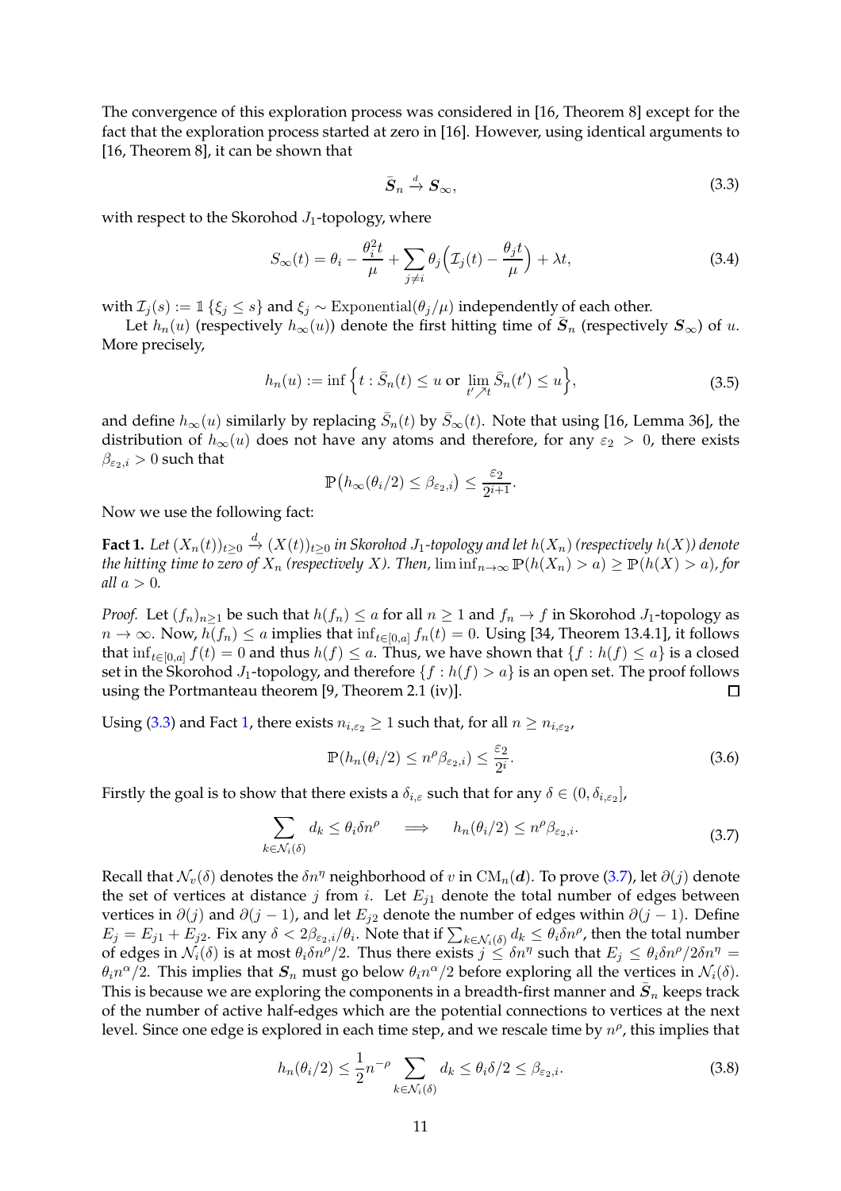The convergence of this exploration process was considered in [16, Theorem 8] except for the fact that the exploration process started at zero in [16]. However, using identical arguments to [16, Theorem 8], it can be shown that

$$\bar{\boldsymbol{S}}_n \xrightarrow{d} \boldsymbol{S}_\infty, \tag{3.3}$$

with respect to the Skorohod $J_1$-topology, where

$$S_\infty(t) = \theta_i - \frac{\theta_i^2 t}{\mu} + \sum_{j\neq i} \theta_j \Big( \mathcal{I}_j(t) - \frac{\theta_j t}{\mu} \Big) + \lambda t, \tag{3.4}$$

with $\mathcal{I}_j(s) := \mathbb{1}\{\xi_j \leq s\}$ and $\xi_j \sim \mathrm{Exponential}(\theta_j/\mu)$ independently of each other.

Let $h_n(u)$ (respectively $h_\infty(u)$) denote the first hitting time of $\bar{\boldsymbol{S}}_n$ (respectively $\boldsymbol{S}_\infty$) of $u$. More precisely,

$$h_n(u) := \inf\Big\{ t : \bar{S}_n(t) \leq u \text{ or } \lim_{t'\nearrow t} \bar{S}_n(t') \leq u \Big\}, \tag{3.5}$$

and define $h_\infty(u)$ similarly by replacing $\bar{S}_n(t)$ by $\bar{S}_\infty(t)$. Note that using [16, Lemma 36], the distribution of $h_\infty(u)$ does not have any atoms and therefore, for any $\varepsilon_2 > 0$, there exists $\beta_{\varepsilon_2,i} > 0$ such that

$$\mathbb{P}\big(h_\infty(\theta_i/2) \leq \beta_{\varepsilon_2,i}\big) \leq \frac{\varepsilon_2}{2^{i+1}}.$$

Now we use the following fact:

**Fact 1.** *Let $(X_n(t))_{t\geq 0} \xrightarrow{d} (X(t))_{t\geq 0}$ in Skorohod $J_1$-topology and let $h(X_n)$ (respectively $h(X)$) denote the hitting time to zero of $X_n$ (respectively $X$). Then, $\liminf_{n\to\infty} \mathbb{P}(h(X_n) > a) \geq \mathbb{P}(h(X) > a)$, for all $a > 0$.*

*Proof.* Let $(f_n)_{n\geq 1}$ be such that $h(f_n) \leq a$ for all $n \geq 1$ and $f_n \to f$ in Skorohod $J_1$-topology as $n \to \infty$. Now, $h(f_n) \leq a$ implies that $\inf_{t\in[0,a]} f_n(t) = 0$. Using [34, Theorem 13.4.1], it follows that $\inf_{t\in[0,a]} f(t) = 0$ and thus $h(f) \leq a$. Thus, we have shown that $\{f : h(f) \leq a\}$ is a closed set in the Skorohod $J_1$-topology, and therefore $\{f : h(f) > a\}$ is an open set. The proof follows using the Portmanteau theorem [9, Theorem 2.1 (iv)]. ◻

Using (3.3) and Fact 1, there exists $n_{i,\varepsilon_2} \geq 1$ such that, for all $n \geq n_{i,\varepsilon_2}$,

$$\mathbb{P}(h_n(\theta_i/2) \leq n^\rho \beta_{\varepsilon_2,i}) \leq \frac{\varepsilon_2}{2^i}. \tag{3.6}$$

Firstly the goal is to show that there exists a $\delta_{i,\varepsilon}$ such that for any $\delta \in (0, \delta_{i,\varepsilon_2}]$,

$$\sum_{k\in\mathcal{N}_i(\delta)} d_k \leq \theta_i \delta n^\rho \quad \implies \quad h_n(\theta_i/2) \leq n^\rho \beta_{\varepsilon_2,i}. \tag{3.7}$$

Recall that $\mathcal{N}_v(\delta)$ denotes the $\delta n^\eta$ neighborhood of $v$ in $\mathrm{CM}_n(\boldsymbol{d})$. To prove (3.7), let $\partial(j)$ denote the set of vertices at distance $j$ from $i$. Let $E_{j1}$ denote the total number of edges between vertices in $\partial(j)$ and $\partial(j-1)$, and let $E_{j2}$ denote the number of edges within $\partial(j-1)$. Define $E_j = E_{j1} + E_{j2}$. Fix any $\delta < 2\beta_{\varepsilon_2,i}/\theta_i$. Note that if $\sum_{k\in\mathcal{N}_i(\delta)} d_k \leq \theta_i \delta n^\rho$, then the total number of edges in $\mathcal{N}_i(\delta)$ is at most $\theta_i \delta n^\rho/2$. Thus there exists $j \leq \delta n^\eta$ such that $E_j \leq \theta_i \delta n^\rho / 2\delta n^\eta = \theta_i n^\alpha/2$. This implies that $\boldsymbol{S}_n$ must go below $\theta_i n^\alpha/2$ before exploring all the vertices in $\mathcal{N}_i(\delta)$. This is because we are exploring the components in a breadth-first manner and $\bar{\boldsymbol{S}}_n$ keeps track of the number of active half-edges which are the potential connections to vertices at the next level. Since one edge is explored in each time step, and we rescale time by $n^\rho$, this implies that

$$h_n(\theta_i/2) \leq \frac{1}{2} n^{-\rho} \sum_{k\in\mathcal{N}(\delta)} d_k \leq \theta_i \delta/2 \leq \beta_{\varepsilon_2,i}. \tag{3.8}$$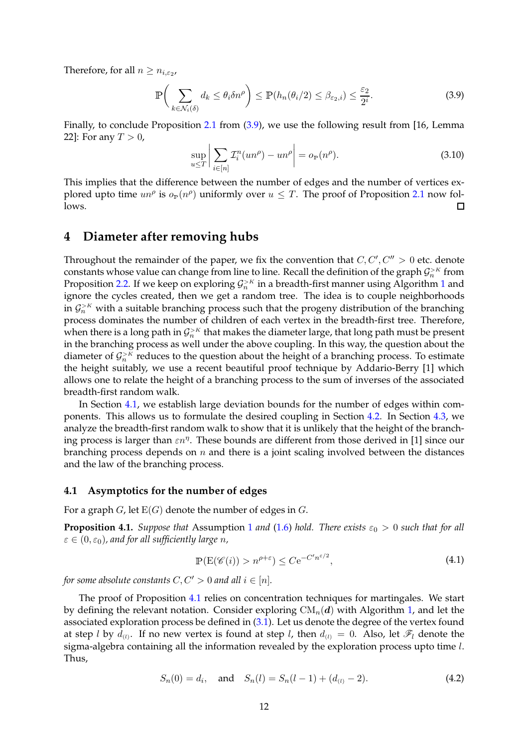Therefore, for all $n \geq n_{i,\varepsilon_2}$,

$$\mathbb{P}\bigg( \sum_{k \in \mathcal{N}_i(\delta)} d_k \leq \theta_i \delta n^\rho \bigg) \leq \mathbb{P}(h_n(\theta_i/2) \leq \beta_{\varepsilon_2,i}) \leq \frac{\varepsilon_2}{2^i}. \tag{3.9}$$

Finally, to conclude Proposition 2.1 from (3.9), we use the following result from [16, Lemma 22]: For any $T > 0$,

$$\sup_{u \leq T} \bigg| \sum_{i \in [n]} \mathcal{I}_i^n(un^\rho) - un^\rho \bigg| = o_{\mathbb{P}}(n^\rho). \tag{3.10}$$

This implies that the difference between the number of edges and the number of vertices explored upto time $un^\rho$ is $o_{\mathbb{P}}(n^\rho)$ uniformly over $u \leq T$. The proof of Proposition 2.1 now follows. $\square$

## 4 Diameter after removing hubs

Throughout the remainder of the paper, we fix the convention that $C, C', C'' > 0$ etc. denote constants whose value can change from line to line. Recall the definition of the graph $\mathcal{G}_n^{>K}$ from Proposition 2.2. If we keep on exploring $\mathcal{G}_n^{>K}$ in a breadth-first manner using Algorithm 1 and ignore the cycles created, then we get a random tree. The idea is to couple neighborhoods in $\mathcal{G}_n^{>K}$ with a suitable branching process such that the progeny distribution of the branching process dominates the number of children of each vertex in the breadth-first tree. Therefore, when there is a long path in $\mathcal{G}_n^{>K}$ that makes the diameter large, that long path must be present in the branching process as well under the above coupling. In this way, the question about the diameter of $\mathcal{G}_n^{>K}$ reduces to the question about the height of a branching process. To estimate the height suitably, we use a recent beautiful proof technique by Addario-Berry [1] which allows one to relate the height of a branching process to the sum of inverses of the associated breadth-first random walk.

In Section 4.1, we establish large deviation bounds for the number of edges within components. This allows us to formulate the desired coupling in Section 4.2. In Section 4.3, we analyze the breadth-first random walk to show that it is unlikely that the height of the branching process is larger than $\varepsilon n^\eta$. These bounds are different from those derived in [1] since our branching process depends on $n$ and there is a joint scaling involved between the distances and the law of the branching process.

### 4.1 Asymptotics for the number of edges

For a graph $G$, let $\mathrm{E}(G)$ denote the number of edges in $G$.

**Proposition 4.1.** *Suppose that* Assumption 1 *and* (1.6) *hold. There exists $\varepsilon_0 > 0$ such that for all $\varepsilon \in (0, \varepsilon_0)$, and for all sufficiently large $n$,*

$$\mathbb{P}(\mathrm{E}(\mathscr{C}(i)) > n^{\rho+\varepsilon}) \leq C\mathrm{e}^{-C' n^{\varepsilon/2}}, \tag{4.1}$$

*for some absolute constants $C, C' > 0$ and all $i \in [n]$.*

The proof of Proposition 4.1 relies on concentration techniques for martingales. We start by defining the relevant notation. Consider exploring $\mathrm{CM}_n(\boldsymbol{d})$ with Algorithm 1, and let the associated exploration process be defined in (3.1). Let us denote the degree of the vertex found at step $l$ by $d_{(l)}$. If no new vertex is found at step $l$, then $d_{(l)} = 0$. Also, let $\mathscr{F}_l$ denote the sigma-algebra containing all the information revealed by the exploration process upto time $l$. Thus,

$$S_n(0) = d_i, \quad \text{and} \quad S_n(l) = S_n(l-1) + (d_{(l)} - 2). \tag{4.2}$$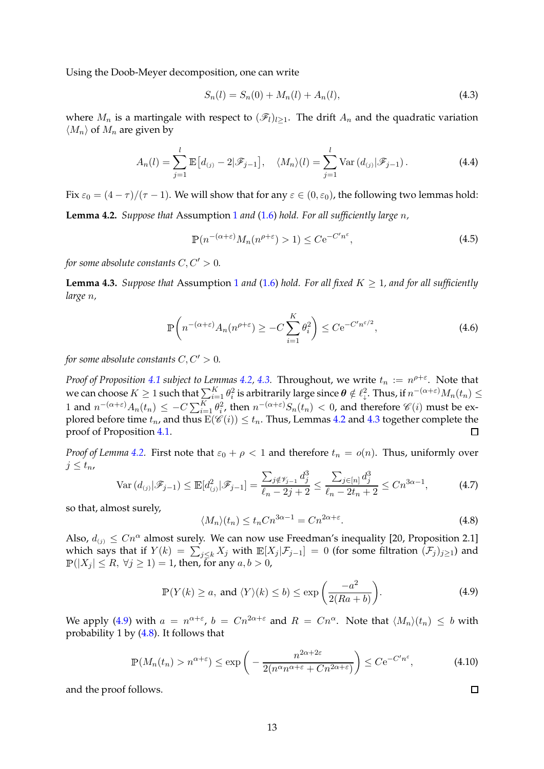Using the Doob-Meyer decomposition, one can write

$$S_n(l) = S_n(0) + M_n(l) + A_n(l), \tag{4.3}$$

where $M_n$ is a martingale with respect to $(\mathscr{F}_l)_{l\geq 1}$. The drift $A_n$ and the quadratic variation $\langle M_n \rangle$ of $M_n$ are given by

$$A_n(l) = \sum_{j=1}^{l} \mathbb{E}\big[d_{(j)} - 2 | \mathscr{F}_{j-1}\big], \quad \langle M_n \rangle (l) = \sum_{j=1}^{l} \mathrm{Var}\left(d_{(j)} | \mathscr{F}_{j-1}\right). \tag{4.4}$$

Fix $\varepsilon_0 = (4-\tau)/(\tau - 1)$. We will show that for any $\varepsilon \in (0, \varepsilon_0)$, the following two lemmas hold:

**Lemma 4.2.** *Suppose that* Assumption 1 *and* (1.6) *hold. For all sufficiently large* $n$*,*

$$\mathbb{P}(n^{-(\alpha+\varepsilon)} M_n(n^{\rho+\varepsilon}) > 1) \leq C e^{-C' n^{\varepsilon}}, \tag{4.5}$$

*for some absolute constants* $C, C' > 0$*.*

**Lemma 4.3.** *Suppose that* Assumption 1 *and* (1.6) *hold. For all fixed* $K \geq 1$*, and for all sufficiently large* $n$*,*

$$\mathbb{P}\left( n^{-(\alpha+\varepsilon)} A_n(n^{\rho+\varepsilon}) \geq -C \sum_{i=1}^{K} \theta_i^2 \right) \leq C e^{-C' n^{\varepsilon/2}}, \tag{4.6}$$

*for some absolute constants* $C, C' > 0$*.*

*Proof of Proposition 4.1 subject to Lemmas 4.2, 4.3.* Throughout, we write $t_n := n^{\rho+\varepsilon}$. Note that we can choose $K \geq 1$ such that $\sum_{i=1}^{K} \theta_i^2$ is arbitrarily large since $\boldsymbol{\theta} \notin \ell_{\downarrow}^2$. Thus, if $n^{-(\alpha+\varepsilon)} M_n(t_n) \leq 1$ and $n^{-(\alpha+\varepsilon)} A_n(t_n) \leq -C\sum_{i=1}^{K} \theta_i^2$, then $n^{-(\alpha+\varepsilon)} S_n(t_n) < 0$, and therefore $\mathscr{C}(i)$ must be explored before time $t_n$, and thus $\mathrm{E}(\mathscr{C}(i)) \leq t_n$. Thus, Lemmas 4.2 and 4.3 together complete the proof of Proposition 4.1. ☐

*Proof of Lemma 4.2.* First note that $\varepsilon_0 + \rho < 1$ and therefore $t_n = o(n)$. Thus, uniformly over $j \leq t_n$,

$$\mathrm{Var}\left(d_{(j)} | \mathscr{F}_{j-1}\right) \leq \mathbb{E}[d_{(j)}^2 | \mathscr{F}_{j-1}] = \frac{\sum_{j \notin \mathscr{V}_{j-1}} d_j^3}{\ell_n - 2j + 2} \leq \frac{\sum_{j \in [n]} d_j^3}{\ell_n - 2t_n + 2} \leq C n^{3\alpha - 1}, \tag{4.7}$$

so that, almost surely,

$$\langle M_n \rangle (t_n) \leq t_n C n^{3\alpha-1} = C n^{2\alpha+\varepsilon}. \tag{4.8}$$

Also, $d_{(j)} \leq C n^{\alpha}$ almost surely. We can now use Freedman's inequality [20, Proposition 2.1] which says that if $Y(k) = \sum_{j \leq k} X_j$ with $\mathbb{E}[X_j | \mathcal{F}_{j-1}] = 0$ (for some filtration $(\mathcal{F}_j)_{j\geq 1}$) and $\mathbb{P}(|X_j| \leq R, \ \forall j \geq 1) = 1$, then, for any $a, b > 0$,

$$\mathbb{P}(Y(k) \geq a, \text{ and } \langle Y \rangle (k) \leq b) \leq \exp\left( \frac{-a^2}{2(Ra + b)} \right). \tag{4.9}$$

We apply (4.9) with $a = n^{\alpha+\varepsilon}$, $b = C n^{2\alpha+\varepsilon}$ and $R = C n^{\alpha}$. Note that $\langle M_n \rangle (t_n) \leq b$ with probability 1 by (4.8). It follows that

$$\mathbb{P}(M_n(t_n) > n^{\alpha+\varepsilon}) \leq \exp\left( - \frac{n^{2\alpha+2\varepsilon}}{2(n^{\alpha} n^{\alpha+\varepsilon} + C n^{2\alpha+\varepsilon})} \right) \leq C e^{-C' n^{\varepsilon}}, \tag{4.10}$$

and the proof follows. ☐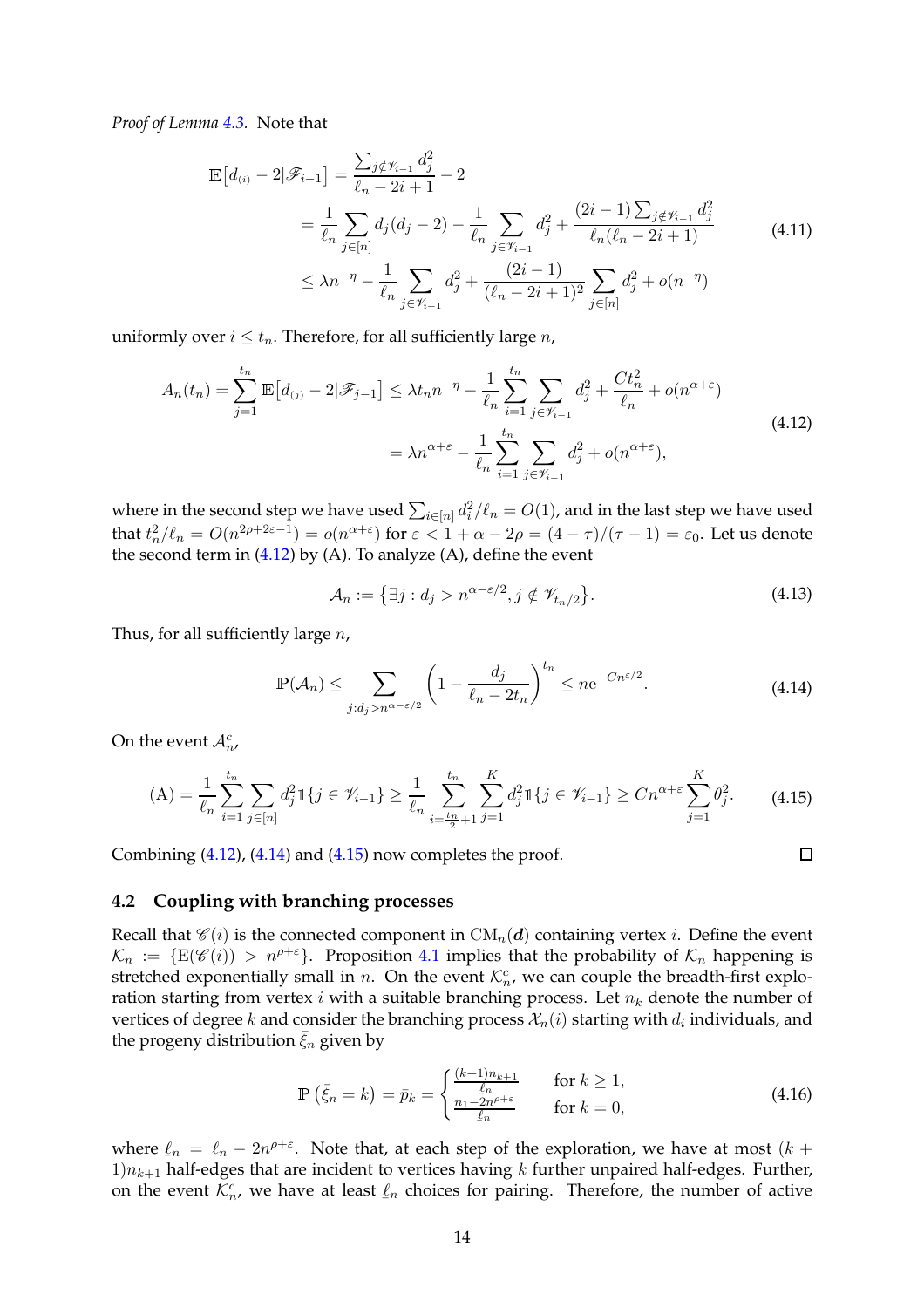*Proof of Lemma 4.3.* Note that

$$
\begin{aligned}
\mathbb{E}\big[d_{(i)} - 2 | \mathscr{F}_{i-1}\big] &= \frac{\sum_{j\notin \mathscr{V}_{i-1}} d_j^2}{\ell_n - 2i + 1} - 2 \\
&= \frac{1}{\ell_n} \sum_{j\in[n]} d_j(d_j - 2) - \frac{1}{\ell_n} \sum_{j\in \mathscr{V}_{i-1}} d_j^2 + \frac{(2i-1)\sum_{j\notin \mathscr{V}_{i-1}} d_j^2}{\ell_n(\ell_n - 2i + 1)} \\
&\leq \lambda n^{-\eta} - \frac{1}{\ell_n} \sum_{j\in \mathscr{V}_{i-1}} d_j^2 + \frac{(2i-1)}{(\ell_n - 2i+1)^2} \sum_{j\in[n]} d_j^2 + o(n^{-\eta})
\end{aligned} \tag{4.11}
$$

uniformly over $i \leq t_n$. Therefore, for all sufficiently large $n$,

$$
\begin{aligned}
A_n(t_n) = \sum_{j=1}^{t_n} \mathbb{E}\big[d_{(j)} - 2 | \mathscr{F}_{j-1}\big] &\leq \lambda t_n n^{-\eta} - \frac{1}{\ell_n} \sum_{i=1}^{t_n} \sum_{j\in \mathscr{V}_{i-1}} d_j^2 + \frac{C t_n^2}{\ell_n} + o(n^{\alpha+\varepsilon}) \\
&= \lambda n^{\alpha+\varepsilon} - \frac{1}{\ell_n} \sum_{i=1}^{t_n} \sum_{j\in \mathscr{V}_{i-1}} d_j^2 + o(n^{\alpha+\varepsilon}),
\end{aligned} \tag{4.12}
$$

where in the second step we have used $\sum_{i\in[n]} d_i^2/\ell_n = O(1)$, and in the last step we have used that $t_n^2/\ell_n = O(n^{2\rho+2\varepsilon-1}) = o(n^{\alpha+\varepsilon})$ for $\varepsilon < 1 + \alpha - 2\rho = (4-\tau)/(\tau-1) = \varepsilon_0$. Let us denote the second term in (4.12) by (A). To analyze (A), define the event

$$
\mathcal{A}_n := \{\exists j : d_j > n^{\alpha - \varepsilon/2}, j \notin \mathscr{V}_{t_n/2}\}. \tag{4.13}
$$

Thus, for all sufficiently large $n$,

$$
\mathbb{P}(\mathcal{A}_n) \leq \sum_{j: d_j > n^{\alpha-\varepsilon/2}} \left(1 - \frac{d_j}{\ell_n - 2t_n}\right)^{t_n} \leq n \mathrm{e}^{-C n^{\varepsilon/2}}. \tag{4.14}
$$

On the event $\mathcal{A}_n^c$,

$$
(\mathrm{A}) = \frac{1}{\ell_n} \sum_{i=1}^{t_n} \sum_{j\in[n]} d_j^2 \mathbb{1}\{j \in \mathscr{V}_{i-1}\} \geq \frac{1}{\ell_n} \sum_{i=\frac{t_n}{2}+1}^{t_n} \sum_{j=1}^{K} d_j^2 \mathbb{1}\{j\in \mathscr{V}_{i-1}\} \geq C n^{\alpha+\varepsilon} \sum_{j=1}^{K} \theta_j^2. \tag{4.15}
$$

Combining (4.12), (4.14) and (4.15) now completes the proof. ☐

### 4.2 Coupling with branching processes

Recall that $\mathscr{C}(i)$ is the connected component in $\mathrm{CM}_n(\boldsymbol{d})$ containing vertex $i$. Define the event $\mathcal{K}_n := \{\mathrm{E}(\mathscr{C}(i)) > n^{\rho+\varepsilon}\}$. Proposition 4.1 implies that the probability of $\mathcal{K}_n$ happening is stretched exponentially small in $n$. On the event $\mathcal{K}_n^c$, we can couple the breadth-first exploration starting from vertex $i$ with a suitable branching process. Let $n_k$ denote the number of vertices of degree $k$ and consider the branching process $\mathcal{X}_n(i)$ starting with $d_i$ individuals, and the progeny distribution $\bar{\xi}_n$ given by

$$
\mathbb{P}\left(\bar{\xi}_n = k\right) = \bar{p}_k = \begin{cases} \frac{(k+1)n_{k+1}}{\underline{\ell}_n} & \text{for } k \geq 1, \\ \frac{n_1 - 2n^{\rho+\varepsilon}}{\underline{\ell}_n} & \text{for } k = 0, \end{cases} \tag{4.16}
$$

where $\underline{\ell}_n = \ell_n - 2n^{\rho+\varepsilon}$. Note that, at each step of the exploration, we have at most $(k+1)n_{k+1}$ half-edges that are incident to vertices having $k$ further unpaired half-edges. Further, on the event $\mathcal{K}_n^c$, we have at least $\underline{\ell}_n$ choices for pairing. Therefore, the number of active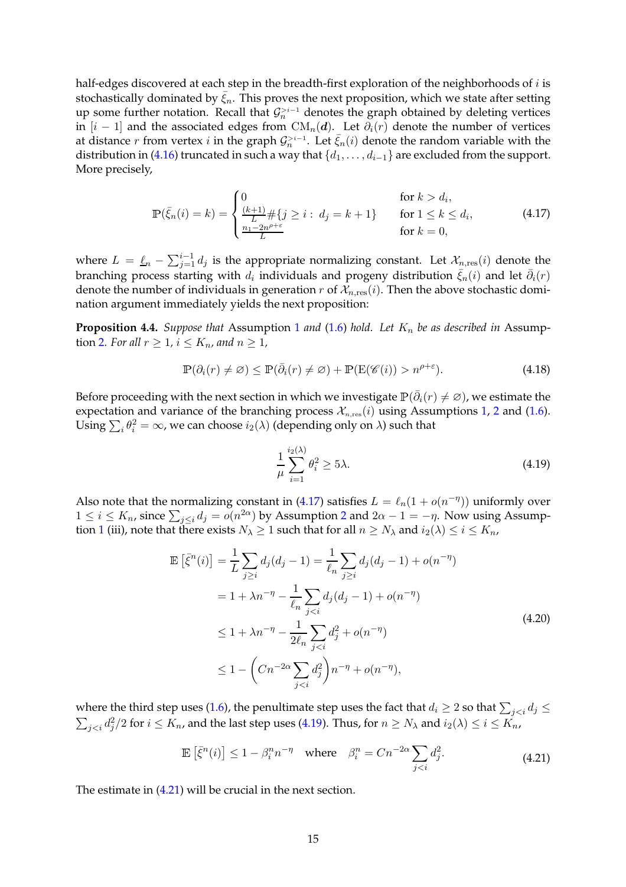half-edges discovered at each step in the breadth-first exploration of the neighborhoods of $i$ is stochastically dominated by $\bar{\xi}_n$. This proves the next proposition, which we state after setting up some further notation. Recall that $\mathcal{G}_n^{>i-1}$ denotes the graph obtained by deleting vertices in $[i-1]$ and the associated edges from $\mathrm{CM}_n(\boldsymbol{d})$. Let $\partial_i(r)$ denote the number of vertices at distance $r$ from vertex $i$ in the graph $\mathcal{G}_n^{>i-1}$. Let $\bar{\xi}_n(i)$ denote the random variable with the distribution in (4.16) truncated in such a way that $\{d_1, \dots, d_{i-1}\}$ are excluded from the support. More precisely,

$$\mathbb{P}(\bar{\xi}_n(i) = k) = \begin{cases} 0 & \text{for } k > d_i, \\ \frac{(k+1)}{L} \#\{j \geq i : \ d_j = k+1\} & \text{for } 1 \leq k \leq d_i, \\ \frac{n_1 - 2n^{\rho+\varepsilon}}{L} & \text{for } k = 0, \end{cases} \tag{4.17}$$

where $L = \underline{\ell}_n - \sum_{j=1}^{i-1} d_j$ is the appropriate normalizing constant. Let $\mathcal{X}_{n,\mathrm{res}}(i)$ denote the branching process starting with $d_i$ individuals and progeny distribution $\bar{\xi}_n(i)$ and let $\bar{\partial}_i(r)$ denote the number of individuals in generation $r$ of $\mathcal{X}_{n,\mathrm{res}}(i)$. Then the above stochastic domination argument immediately yields the next proposition:

**Proposition 4.4.** *Suppose that* Assumption 1 *and* (1.6) *hold. Let $K_n$ be as described in* Assumption 2*. For all $r \geq 1$, $i \leq K_n$, and $n \geq 1$,*

$$\mathbb{P}(\partial_i(r) \neq \varnothing) \leq \mathbb{P}(\bar{\partial}_i(r) \neq \varnothing) + \mathbb{P}(\mathrm{E}(\mathscr{C}(i)) > n^{\rho+\varepsilon}). \tag{4.18}$$

Before proceeding with the next section in which we investigate $\mathbb{P}(\bar{\partial}_i(r) \neq \varnothing)$, we estimate the expectation and variance of the branching process $\mathcal{X}_{n,\mathrm{res}}(i)$ using Assumptions 1, 2 and (1.6). Using $\sum_i \theta_i^2 = \infty$, we can choose $i_2(\lambda)$ (depending only on $\lambda$) such that

$$\frac{1}{\mu} \sum_{i=1}^{i_2(\lambda)} \theta_i^2 \geq 5\lambda. \tag{4.19}$$

Also note that the normalizing constant in (4.17) satisfies $L = \ell_n(1 + o(n^{-\eta}))$ uniformly over $1 \leq i \leq K_n$, since $\sum_{j \leq i} d_j = o(n^{2\alpha})$ by Assumption 2 and $2\alpha - 1 = -\eta$. Now using Assumption 1 (iii), note that there exists $N_\lambda \geq 1$ such that for all $n \geq N_\lambda$ and $i_2(\lambda) \leq i \leq K_n$,

$$\begin{aligned}
\mathbb{E}\left[\bar{\xi}^n(i)\right] &= \frac{1}{L} \sum_{j \geq i} d_j(d_j - 1) = \frac{1}{\ell_n} \sum_{j \geq i} d_j(d_j - 1) + o(n^{-\eta}) \\
&= 1 + \lambda n^{-\eta} - \frac{1}{\ell_n} \sum_{j<i} d_j(d_j - 1) + o(n^{-\eta}) \\
&\leq 1 + \lambda n^{-\eta} - \frac{1}{2\ell_n} \sum_{j<i} d_j^2 + o(n^{-\eta}) \\
&\leq 1 - \left( C n^{-2\alpha} \sum_{j<i} d_j^2 \right) n^{-\eta} + o(n^{-\eta}),
\end{aligned} \tag{4.20}$$

where the third step uses (1.6), the penultimate step uses the fact that $d_i \geq 2$ so that $\sum_{j<i} d_j \leq \sum_{j<i} d_j^2/2$ for $i \leq K_n$, and the last step uses (4.19). Thus, for $n \geq N_\lambda$ and $i_2(\lambda) \leq i \leq K_n$,

$$\mathbb{E}\left[\bar{\xi}^n(i)\right] \leq 1 - \beta_i^n n^{-\eta} \quad \text{where} \quad \beta_i^n = C n^{-2\alpha} \sum_{j<i} d_j^2. \tag{4.21}$$

The estimate in (4.21) will be crucial in the next section.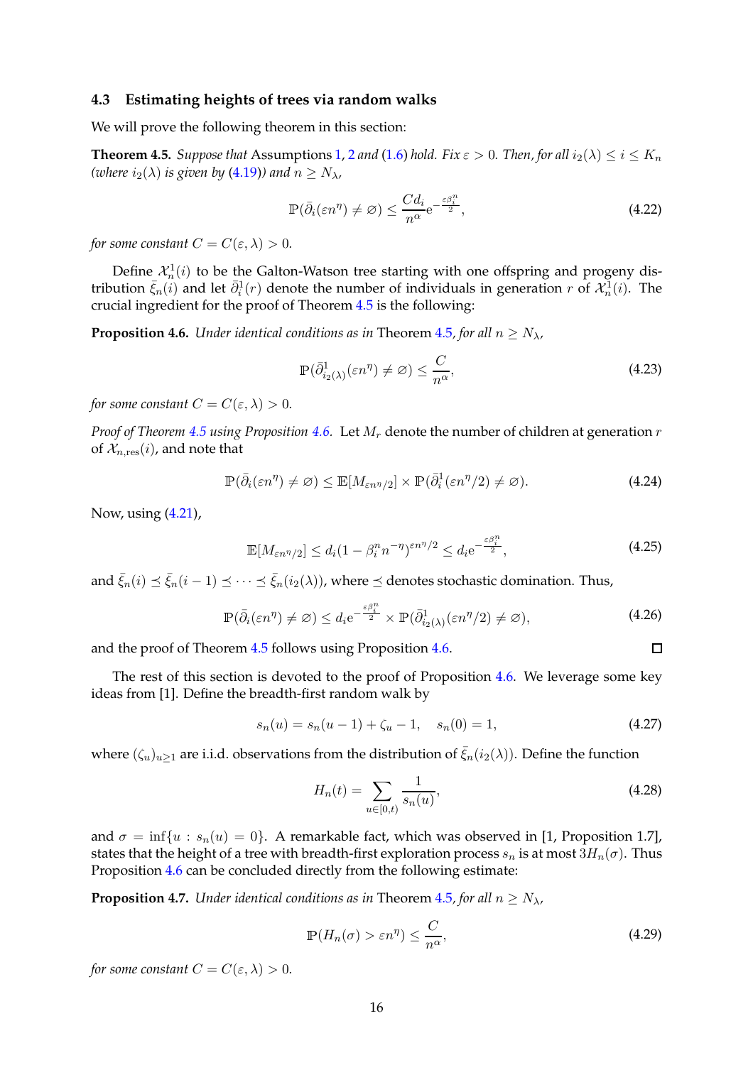### 4.3 Estimating heights of trees via random walks

We will prove the following theorem in this section:

**Theorem 4.5.** *Suppose that* Assumptions 1, 2 *and* (1.6) *hold. Fix* $\varepsilon > 0$*. Then, for all* $i_2(\lambda) \leq i \leq K_n$ *(where* $i_2(\lambda)$ *is given by* (4.19)*) and* $n \geq N_\lambda$*,*

$$\mathbb{P}(\bar{\partial}_i(\varepsilon n^\eta) \neq \varnothing) \leq \frac{Cd_i}{n^\alpha} \mathrm{e}^{-\frac{\varepsilon \beta_i^n}{2}}, \tag{4.22}$$

*for some constant* $C = C(\varepsilon, \lambda) > 0$*.*

Define $\mathcal{X}_n^1(i)$ to be the Galton-Watson tree starting with one offspring and progeny distribution $\bar{\xi}_n(i)$ and let $\bar{\partial}_i^1(r)$ denote the number of individuals in generation $r$ of $\mathcal{X}_n^1(i)$. The crucial ingredient for the proof of Theorem 4.5 is the following:

**Proposition 4.6.** *Under identical conditions as in* Theorem 4.5*, for all* $n \geq N_\lambda$*,*

$$\mathbb{P}(\bar{\partial}_{i_2(\lambda)}^1(\varepsilon n^\eta) \neq \varnothing) \leq \frac{C}{n^\alpha}, \tag{4.23}$$

*for some constant* $C = C(\varepsilon, \lambda) > 0$*.*

*Proof of Theorem 4.5 using Proposition 4.6.* Let $M_r$ denote the number of children at generation $r$ of $\mathcal{X}_{n,\mathrm{res}}(i)$, and note that

$$\mathbb{P}(\bar{\partial}_i(\varepsilon n^\eta) \neq \varnothing) \leq \mathbb{E}[M_{\varepsilon n^\eta/2}] \times \mathbb{P}(\bar{\partial}_i^1(\varepsilon n^\eta/2) \neq \varnothing). \tag{4.24}$$

Now, using (4.21),

$$\mathbb{E}[M_{\varepsilon n^\eta/2}] \leq d_i(1 - \beta_i^n n^{-\eta})^{\varepsilon n^\eta/2} \leq d_i \mathrm{e}^{-\frac{\varepsilon \beta_i^n}{2}}, \tag{4.25}$$

and $\bar{\xi}_n(i) \preceq \bar{\xi}_n(i-1) \preceq \cdots \preceq \bar{\xi}_n(i_2(\lambda))$, where $\preceq$ denotes stochastic domination. Thus,

$$\mathbb{P}(\bar{\partial}_i(\varepsilon n^\eta) \neq \varnothing) \leq d_i \mathrm{e}^{-\frac{\varepsilon \beta_i^n}{2}} \times \mathbb{P}(\bar{\partial}_{i_2(\lambda)}^1(\varepsilon n^\eta/2) \neq \varnothing), \tag{4.26}$$

and the proof of Theorem 4.5 follows using Proposition 4.6. $\square$

The rest of this section is devoted to the proof of Proposition 4.6. We leverage some key ideas from [1]. Define the breadth-first random walk by

$$s_n(u) = s_n(u-1) + \zeta_u - 1, \quad s_n(0) = 1, \tag{4.27}$$

where $(\zeta_u)_{u \geq 1}$ are i.i.d. observations from the distribution of $\bar{\xi}_n(i_2(\lambda))$. Define the function

$$H_n(t) = \sum_{u \in [0,t)} \frac{1}{s_n(u)}, \tag{4.28}$$

and $\sigma = \inf\{u : s_n(u) = 0\}$. A remarkable fact, which was observed in [1, Proposition 1.7], states that the height of a tree with breadth-first exploration process $s_n$ is at most $3H_n(\sigma)$. Thus Proposition 4.6 can be concluded directly from the following estimate:

**Proposition 4.7.** *Under identical conditions as in* Theorem 4.5*, for all* $n \geq N_\lambda$*,*

$$\mathbb{P}(H_n(\sigma) > \varepsilon n^\eta) \leq \frac{C}{n^\alpha}, \tag{4.29}$$

*for some constant* $C = C(\varepsilon, \lambda) > 0$*.*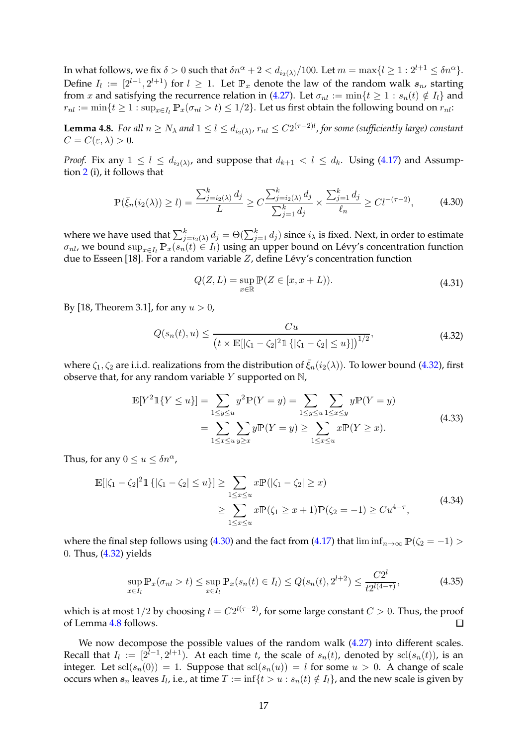In what follows, we fix $\delta > 0$ such that $\delta n^\alpha + 2 < d_{i_2(\lambda)}/100$. Let $m = \max\{l \geq 1 : 2^{l+1} \leq \delta n^\alpha\}$. Define $I_l := [2^{l-1}, 2^{l+1})$ for $l \geq 1$. Let $\mathbb{P}_x$ denote the law of the random walk $\boldsymbol{s}_n$, starting from $x$ and satisfying the recurrence relation in (4.27). Let $\sigma_{nl} := \min\{t \geq 1 : s_n(t) \notin I_l\}$ and $r_{nl} := \min\{t \geq 1 : \sup_{x \in I_l} \mathbb{P}_x(\sigma_{nl} > t) \leq 1/2\}$. Let us first obtain the following bound on $r_{nl}$:

**Lemma 4.8.** *For all $n \geq N_\lambda$ and $1 \leq l \leq d_{i_2(\lambda)}$, $r_{nl} \leq C2^{(\tau-2)l}$, for some (sufficiently large) constant $C = C(\varepsilon, \lambda) > 0$.*

*Proof.* Fix any $1 \leq l \leq d_{i_2(\lambda)}$, and suppose that $d_{k+1} < l \leq d_k$. Using (4.17) and Assumption 2 (i), it follows that

$$\mathbb{P}(\bar{\xi}_n(i_2(\lambda)) \geq l) = \frac{\sum_{j=i_2(\lambda)}^k d_j}{L} \geq C\frac{\sum_{j=i_2(\lambda)}^k d_j}{\sum_{j=1}^k d_j} \times \frac{\sum_{j=1}^k d_j}{\ell_n} \geq Cl^{-(\tau-2)}, \tag{4.30}$$

where we have used that $\sum_{j=i_2(\lambda)}^k d_j = \Theta(\sum_{j=1}^k d_j)$ since $i_\lambda$ is fixed. Next, in order to estimate $\sigma_{nl}$, we bound $\sup_{x\in I_l} \mathbb{P}_x(s_n(t) \in I_l)$ using an upper bound on Lévy's concentration function due to Esseen [18]. For a random variable $Z$, define Lévy's concentration function

$$Q(Z, L) = \sup_{x\in\mathbb{R}} \mathbb{P}(Z \in [x, x + L)). \tag{4.31}$$

By [18, Theorem 3.1], for any $u > 0$,

$$Q(s_n(t), u) \leq \frac{Cu}{\big(t \times \mathbb{E}[|\zeta_1 - \zeta_2|^2 \mathbb{1}\{|\zeta_1 - \zeta_2| \leq u\}]\big)^{1/2}}, \tag{4.32}$$

where $\zeta_1, \zeta_2$ are i.i.d. realizations from the distribution of $\bar{\xi}_n(i_2(\lambda))$. To lower bound (4.32), first observe that, for any random variable $Y$ supported on $\mathbb{N}$,

$$\begin{aligned}
\mathbb{E}[Y^2\mathbb{1}\{Y \leq u\}] &= \sum_{1\leq y\leq u} y^2\mathbb{P}(Y = y) = \sum_{1\leq y\leq u}\sum_{1\leq x\leq y} y\mathbb{P}(Y = y) \\
&= \sum_{1\leq x\leq u}\sum_{y\geq x} y\mathbb{P}(Y = y) \geq \sum_{1\leq x\leq u} x\mathbb{P}(Y \geq x).
\end{aligned} \tag{4.33}$$

Thus, for any $0 \leq u \leq \delta n^\alpha$,

$$\begin{aligned}
\mathbb{E}[|\zeta_1 - \zeta_2|^2\mathbb{1}\{|\zeta_1 - \zeta_2| \leq u\}] &\geq \sum_{1\leq x\leq u} x\mathbb{P}(|\zeta_1 - \zeta_2| \geq x) \\
&\geq \sum_{1\leq x\leq u} x\mathbb{P}(\zeta_1 \geq x + 1)\mathbb{P}(\zeta_2 = -1) \geq Cu^{4-\tau},
\end{aligned} \tag{4.34}$$

where the final step follows using (4.30) and the fact from (4.17) that $\liminf_{n\to\infty} \mathbb{P}(\zeta_2 = -1) > 0$. Thus, (4.32) yields

$$\sup_{x\in I_l} \mathbb{P}_x(\sigma_{nl} > t) \leq \sup_{x\in I_l} \mathbb{P}_x(s_n(t) \in I_l) \leq Q(s_n(t), 2^{l+2}) \leq \frac{C2^l}{t2^{l(4-\tau)}}, \tag{4.35}$$

which is at most $1/2$ by choosing $t = C2^{l(\tau-2)}$, for some large constant $C > 0$. Thus, the proof of Lemma 4.8 follows. ∎

We now decompose the possible values of the random walk (4.27) into different scales. Recall that $I_l := [2^{l-1}, 2^{l+1})$. At each time $t$, the scale of $s_n(t)$, denoted by $\mathrm{scl}(s_n(t))$, is an integer. Let $\mathrm{scl}(s_n(0)) = 1$. Suppose that $\mathrm{scl}(s_n(u)) = l$ for some $u > 0$. A change of scale occurs when $\boldsymbol{s}_n$ leaves $I_l$, i.e., at time $T := \inf\{t > u : s_n(t) \notin I_l\}$, and the new scale is given by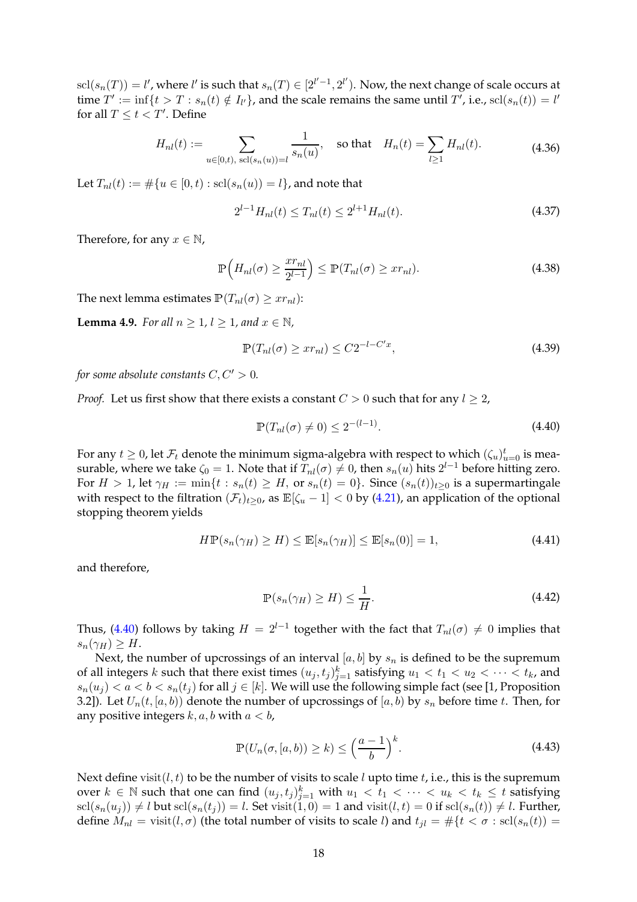$\operatorname{scl}(s_n(T)) = l'$, where $l'$ is such that $s_n(T) \in [2^{l'-1}, 2^{l'})$. Now, the next change of scale occurs at time $T' := \inf\{t > T : s_n(t) \notin I_{l'}\}$, and the scale remains the same until $T'$, i.e., $\operatorname{scl}(s_n(t)) = l'$ for all $T \le t < T'$. Define

$$H_{nl}(t) := \sum_{u \in [0,t),\ \operatorname{scl}(s_n(u)) = l} \frac{1}{s_n(u)}, \quad \text{so that} \quad H_n(t) = \sum_{l \ge 1} H_{nl}(t). \tag{4.36}$$

Let $T_{nl}(t) := \#\{u \in [0,t) : \operatorname{scl}(s_n(u)) = l\}$, and note that

$$2^{l-1} H_{nl}(t) \le T_{nl}(t) \le 2^{l+1} H_{nl}(t). \tag{4.37}$$

Therefore, for any $x \in \mathbb{N}$,

$$\mathbb{P}\Big(H_{nl}(\sigma) \ge \frac{x r_{nl}}{2^{l-1}}\Big) \le \mathbb{P}(T_{nl}(\sigma) \ge x r_{nl}). \tag{4.38}$$

The next lemma estimates $\mathbb{P}(T_{nl}(\sigma) \ge x r_{nl})$:

**Lemma 4.9.** *For all $n \ge 1$, $l \ge 1$, and $x \in \mathbb{N}$,*

$$\mathbb{P}(T_{nl}(\sigma) \ge x r_{nl}) \le C 2^{-l - C' x}, \tag{4.39}$$

*for some absolute constants $C, C' > 0$.*

*Proof.* Let us first show that there exists a constant $C > 0$ such that for any $l \ge 2$,

$$\mathbb{P}(T_{nl}(\sigma) \ne 0) \le 2^{-(l-1)}. \tag{4.40}$$

For any $t \ge 0$, let $\mathcal{F}_t$ denote the minimum sigma-algebra with respect to which $(\zeta_u)_{u=0}^t$ is measurable, where we take $\zeta_0 = 1$. Note that if $T_{nl}(\sigma) \ne 0$, then $s_n(u)$ hits $2^{l-1}$ before hitting zero. For $H > 1$, let $\gamma_H := \min\{t : s_n(t) \ge H, \text{ or } s_n(t) = 0\}$. Since $(s_n(t))_{t \ge 0}$ is a supermartingale with respect to the filtration $(\mathcal{F}_t)_{t \ge 0}$, as $\mathbb{E}[\zeta_u - 1] < 0$ by (4.21), an application of the optional stopping theorem yields

$$H \mathbb{P}(s_n(\gamma_H) \ge H) \le \mathbb{E}[s_n(\gamma_H)] \le \mathbb{E}[s_n(0)] = 1, \tag{4.41}$$

and therefore,

$$\mathbb{P}(s_n(\gamma_H) \ge H) \le \frac{1}{H}. \tag{4.42}$$

Thus, (4.40) follows by taking $H = 2^{l-1}$ together with the fact that $T_{nl}(\sigma) \ne 0$ implies that $s_n(\gamma_H) \ge H$.

Next, the number of upcrossings of an interval $[a,b]$ by $s_n$ is defined to be the supremum of all integers $k$ such that there exist times $(u_j, t_j)_{j=1}^k$ satisfying $u_1 < t_1 < u_2 < \cdots < t_k$, and $s_n(u_j) < a < b < s_n(t_j)$ for all $j \in [k]$. We will use the following simple fact (see [1, Proposition 3.2]). Let $U_n(t, [a,b))$ denote the number of upcrossings of $[a,b)$ by $s_n$ before time $t$. Then, for any positive integers $k, a, b$ with $a < b$,

$$\mathbb{P}(U_n(\sigma, [a,b)) \ge k) \le \Big(\frac{a-1}{b}\Big)^k. \tag{4.43}$$

Next define $\operatorname{visit}(l,t)$ to be the number of visits to scale $l$ upto time $t$, i.e., this is the supremum over $k \in \mathbb{N}$ such that one can find $(u_j, t_j)_{j=1}^k$ with $u_1 < t_1 < \cdots < u_k < t_k \le t$ satisfying $\operatorname{scl}(s_n(u_j)) \ne l$ but $\operatorname{scl}(s_n(t_j)) = l$. Set $\operatorname{visit}(1,0) = 1$ and $\operatorname{visit}(l,t) = 0$ if $\operatorname{scl}(s_n(t)) \ne l$. Further, define $M_{nl} = \operatorname{visit}(l,\sigma)$ (the total number of visits to scale $l$) and $t_{jl} = \#\{t < \sigma : \operatorname{scl}(s_n(t)) =$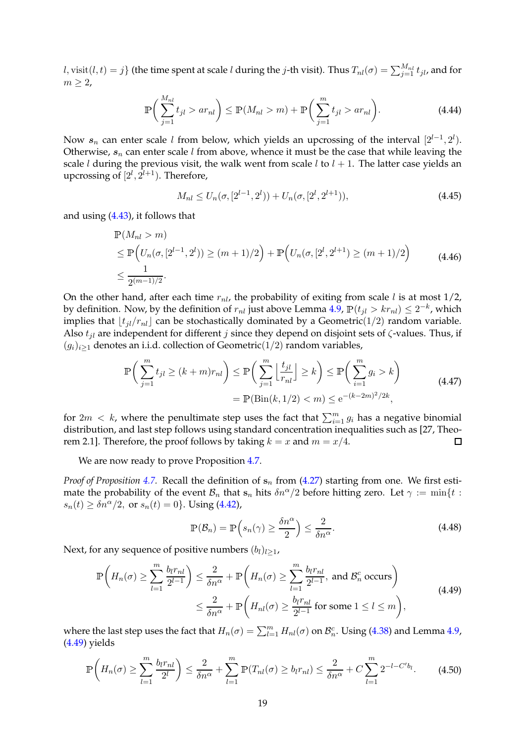$l, \text{visit}(l,t) = j\}$ (the time spent at scale $l$ during the $j$-th visit). Thus $T_{nl}(\sigma) = \sum_{j=1}^{M_{nl}} t_{jl}$, and for $m \geq 2$,

$$\mathbb{P}\bigg(\sum_{j=1}^{M_{nl}} t_{jl} > ar_{nl}\bigg) \leq \mathbb{P}(M_{nl} > m) + \mathbb{P}\bigg(\sum_{j=1}^{m} t_{jl} > ar_{nl}\bigg). \tag{4.44}$$

Now $s_n$ can enter scale $l$ from below, which yields an upcrossing of the interval $[2^{l-1}, 2^l)$. Otherwise, $s_n$ can enter scale $l$ from above, whence it must be the case that while leaving the scale $l$ during the previous visit, the walk went from scale $l$ to $l+1$. The latter case yields an upcrossing of $[2^l, 2^{l+1})$. Therefore,

$$M_{nl} \leq U_n(\sigma, [2^{l-1}, 2^l)) + U_n(\sigma, [2^l, 2^{l+1})), \tag{4.45}$$

and using (4.43), it follows that

$$\begin{aligned}
&\mathbb{P}(M_{nl} > m) \\
&\leq \mathbb{P}\Big(U_n(\sigma, [2^{l-1}, 2^l)) \geq (m+1)/2\Big) + \mathbb{P}\Big(U_n(\sigma, [2^l, 2^{l+1}) \geq (m+1)/2\Big) \\
&\leq \frac{1}{2^{(m-1)/2}}.
\end{aligned} \tag{4.46}$$

On the other hand, after each time $r_{nl}$, the probability of exiting from scale $l$ is at most $1/2$, by definition. Now, by the definition of $r_{nl}$ just above Lemma 4.9, $\mathbb{P}(t_{jl} > kr_{nl}) \leq 2^{-k}$, which implies that $\lfloor t_{jl}/r_{nl} \rfloor$ can be stochastically dominated by a Geometric$(1/2)$ random variable. Also $t_{jl}$ are independent for different $j$ since they depend on disjoint sets of $\zeta$-values. Thus, if $(g_i)_{i\geq 1}$ denotes an i.i.d. collection of Geometric$(1/2)$ random variables,

$$\begin{aligned}
\mathbb{P}\bigg(\sum_{j=1}^{m} t_{jl} \geq (k+m)r_{nl}\bigg) &\leq \mathbb{P}\bigg(\sum_{j=1}^{m} \Big\lfloor \frac{t_{jl}}{r_{nl}} \Big\rfloor \geq k\bigg) \leq \mathbb{P}\bigg(\sum_{i=1}^{m} g_i > k\bigg) \\
&= \mathbb{P}(\text{Bin}(k, 1/2) < m) \leq \mathrm{e}^{-(k-2m)^2/2k},
\end{aligned} \tag{4.47}$$

for $2m < k$, where the penultimate step uses the fact that $\sum_{i=1}^m g_i$ has a negative binomial distribution, and last step follows using standard concentration inequalities such as [27, Theorem 2.1]. Therefore, the proof follows by taking $k = x$ and $m = x/4$. □

We are now ready to prove Proposition 4.7.

*Proof of Proposition 4.7.* Recall the definition of $\mathrm{s}_n$ from (4.27) starting from one. We first estimate the probability of the event $\mathcal{B}_n$ that $\mathrm{s}_n$ hits $\delta n^\alpha/2$ before hitting zero. Let $\gamma := \min\{t : s_n(t) \geq \delta n^\alpha/2, \text{ or } s_n(t) = 0\}$. Using (4.42),

$$\mathbb{P}(\mathcal{B}_n) = \mathbb{P}\Big(s_n(\gamma) \geq \frac{\delta n^\alpha}{2}\Big) \leq \frac{2}{\delta n^\alpha}. \tag{4.48}$$

Next, for any sequence of positive numbers $(b_l)_{l\geq 1}$,

$$\begin{aligned}
\mathbb{P}\bigg(H_n(\sigma) \geq \sum_{l=1}^{m} \frac{b_l r_{nl}}{2^{l-1}}\bigg) &\leq \frac{2}{\delta n^\alpha} + \mathbb{P}\bigg(H_n(\sigma) \geq \sum_{l=1}^{m} \frac{b_l r_{nl}}{2^{l-1}}, \text{ and } \mathcal{B}_n^c \text{ occurs}\bigg) \\
&\leq \frac{2}{\delta n^\alpha} + \mathbb{P}\bigg(H_{nl}(\sigma) \geq \frac{b_l r_{nl}}{2^{l-1}} \text{ for some } 1 \leq l \leq m\bigg),
\end{aligned} \tag{4.49}$$

where the last step uses the fact that $H_n(\sigma) = \sum_{l=1}^m H_{nl}(\sigma)$ on $\mathcal{B}_n^c$. Using (4.38) and Lemma 4.9, (4.49) yields

$$\mathbb{P}\bigg(H_n(\sigma) \geq \sum_{l=1}^{m} \frac{b_l r_{nl}}{2^l}\bigg) \leq \frac{2}{\delta n^\alpha} + \sum_{l=1}^{m} \mathbb{P}(T_{nl}(\sigma) \geq b_l r_{nl}) \leq \frac{2}{\delta n^\alpha} + C \sum_{l=1}^{m} 2^{-l-C' b_l}. \tag{4.50}$$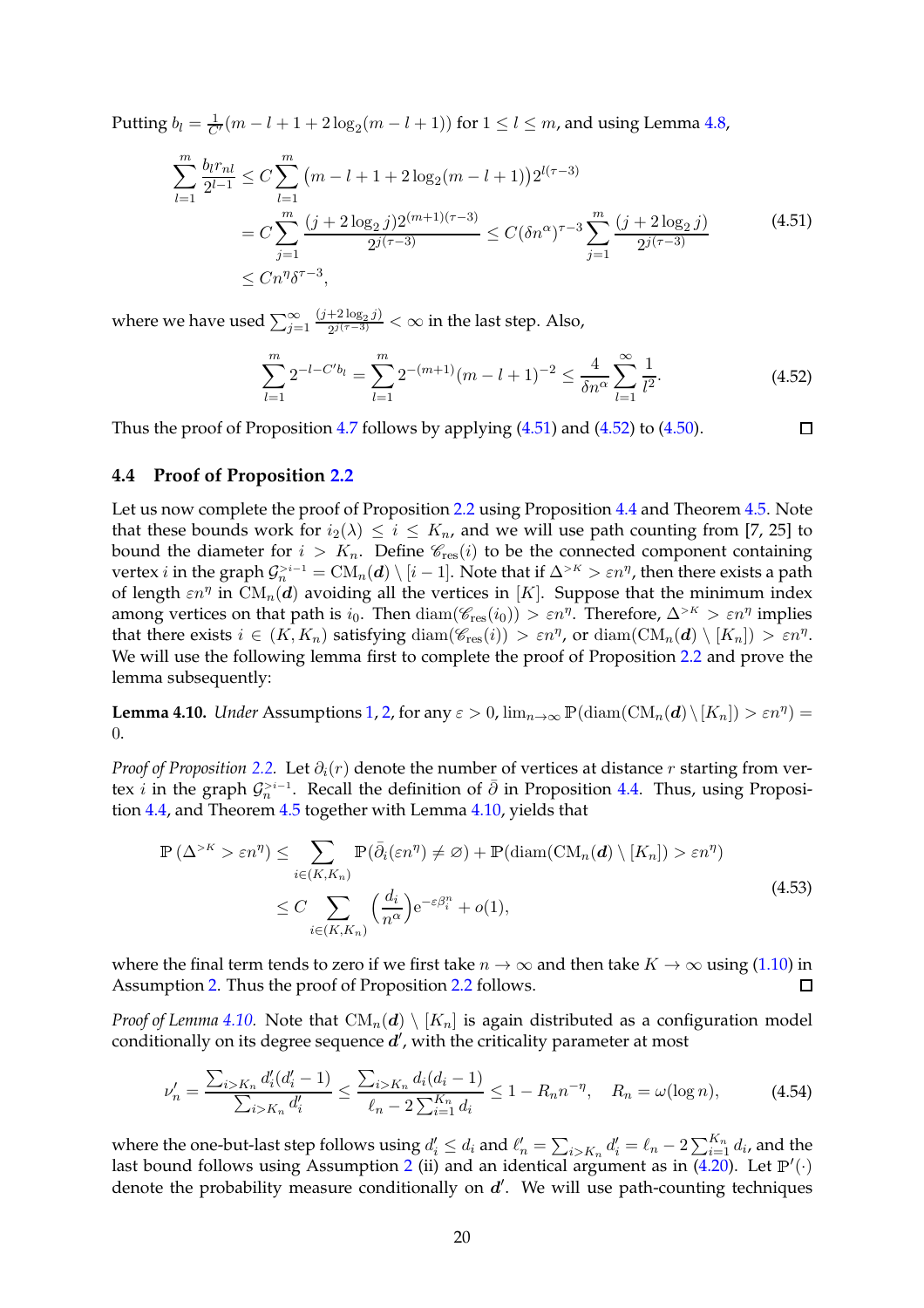Putting $b_l = \frac{1}{C'}(m-l+1+2\log_2(m-l+1))$ for $1\leq l\leq m$, and using Lemma 4.8,

$$\begin{aligned}\sum_{l=1}^{m}\frac{b_l r_{nl}}{2^{l-1}} &\leq C\sum_{l=1}^{m}\big(m-l+1+2\log_2(m-l+1)\big)2^{l(\tau-3)}\\ &= C\sum_{j=1}^{m}\frac{(j+2\log_2 j)2^{(m+1)(\tau-3)}}{2^{j(\tau-3)}} \leq C(\delta n^{\alpha})^{\tau-3}\sum_{j=1}^{m}\frac{(j+2\log_2 j)}{2^{j(\tau-3)}}\\ &\leq Cn^{\eta}\delta^{\tau-3},\end{aligned}\tag{4.51}$$

where we have used $\sum_{j=1}^{\infty}\frac{(j+2\log_2 j)}{2^{j(\tau-3)}}<\infty$ in the last step. Also,

$$\sum_{l=1}^{m}2^{-l-C'b_l} = \sum_{l=1}^{m}2^{-(m+1)}(m-l+1)^{-2} \leq \frac{4}{\delta n^{\alpha}}\sum_{l=1}^{\infty}\frac{1}{l^2}.\tag{4.52}$$

Thus the proof of Proposition 4.7 follows by applying (4.51) and (4.52) to (4.50). ☐

### 4.4 Proof of Proposition 2.2

Let us now complete the proof of Proposition 2.2 using Proposition 4.4 and Theorem 4.5. Note that these bounds work for $i_2(\lambda)\leq i\leq K_n$, and we will use path counting from [7, 25] to bound the diameter for $i>K_n$. Define $\mathscr{C}_{\mathrm{res}}(i)$ to be the connected component containing vertex $i$ in the graph $\mathcal{G}_n^{>i-1}=\mathrm{CM}_n(\boldsymbol{d})\setminus[i-1]$. Note that if $\Delta^{>K}>\varepsilon n^{\eta}$, then there exists a path of length $\varepsilon n^{\eta}$ in $\mathrm{CM}_n(\boldsymbol{d})$ avoiding all the vertices in $[K]$. Suppose that the minimum index among vertices on that path is $i_0$. Then $\mathrm{diam}(\mathscr{C}_{\mathrm{res}}(i_0))>\varepsilon n^{\eta}$. Therefore, $\Delta^{>K}>\varepsilon n^{\eta}$ implies that there exists $i\in(K,K_n)$ satisfying $\mathrm{diam}(\mathscr{C}_{\mathrm{res}}(i))>\varepsilon n^{\eta}$, or $\mathrm{diam}(\mathrm{CM}_n(\boldsymbol{d})\setminus[K_n])>\varepsilon n^{\eta}$. We will use the following lemma first to complete the proof of Proposition 2.2 and prove the lemma subsequently:

**Lemma 4.10.** *Under* Assumptions 1, 2, *for any* $\varepsilon>0$, $\lim_{n\to\infty}\mathbb{P}(\mathrm{diam}(\mathrm{CM}_n(\boldsymbol{d})\setminus[K_n])>\varepsilon n^{\eta})=0$.

*Proof of Proposition 2.2.* Let $\partial_i(r)$ denote the number of vertices at distance $r$ starting from vertex $i$ in the graph $\mathcal{G}_n^{>i-1}$. Recall the definition of $\bar{\partial}$ in Proposition 4.4. Thus, using Proposition 4.4, and Theorem 4.5 together with Lemma 4.10, yields that

$$\begin{aligned}\mathbb{P}\left(\Delta^{>K}>\varepsilon n^{\eta}\right) &\leq \sum_{i\in(K,K_n)}\mathbb{P}(\bar{\partial}_i(\varepsilon n^{\eta})\neq\varnothing)+\mathbb{P}(\mathrm{diam}(\mathrm{CM}_n(\boldsymbol{d})\setminus[K_n])>\varepsilon n^{\eta})\\ &\leq C\sum_{i\in(K,K_n)}\Big(\frac{d_i}{n^{\alpha}}\Big)\mathrm{e}^{-\varepsilon\beta_i^n}+o(1),\end{aligned}\tag{4.53}$$

where the final term tends to zero if we first take $n\to\infty$ and then take $K\to\infty$ using (1.10) in Assumption 2. Thus the proof of Proposition 2.2 follows. ☐

*Proof of Lemma 4.10.* Note that $\mathrm{CM}_n(\boldsymbol{d})\setminus[K_n]$ is again distributed as a configuration model conditionally on its degree sequence $\boldsymbol{d}'$, with the criticality parameter at most

$$\nu_n' = \frac{\sum_{i>K_n}d_i'(d_i'-1)}{\sum_{i>K_n}d_i'} \leq \frac{\sum_{i>K_n}d_i(d_i-1)}{\ell_n-2\sum_{i=1}^{K_n}d_i} \leq 1-R_n n^{-\eta},\quad R_n=\omega(\log n),\tag{4.54}$$

where the one-but-last step follows using $d_i'\leq d_i$ and $\ell_n'=\sum_{i>K_n}d_i'=\ell_n-2\sum_{i=1}^{K_n}d_i$, and the last bound follows using Assumption 2 (ii) and an identical argument as in (4.20). Let $\mathbb{P}'(\cdot)$ denote the probability measure conditionally on $\boldsymbol{d}'$. We will use path-counting techniques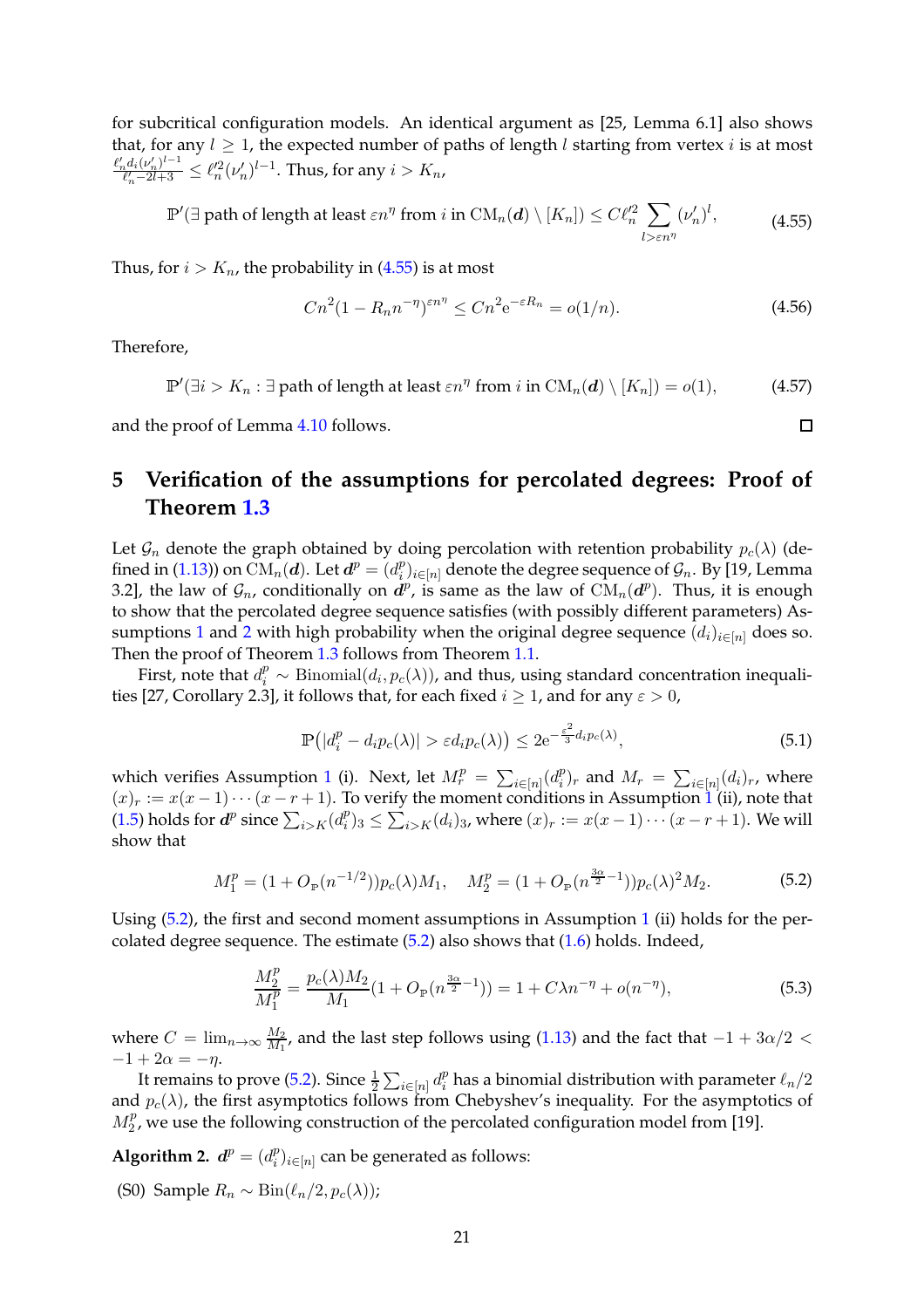for subcritical configuration models. An identical argument as [25, Lemma 6.1] also shows that, for any $l \geq 1$, the expected number of paths of length $l$ starting from vertex $i$ is at most $\frac{\ell_n' d_i (\nu_n')^{l-1}}{\ell_n' - 2l + 3} \leq \ell_n'^2 (\nu_n')^{l-1}$. Thus, for any $i > K_n$,

$$\mathbb{P}'(\exists \text{ path of length at least } \varepsilon n^{\eta} \text{ from } i \text{ in } \mathrm{CM}_n(\boldsymbol{d}) \setminus [K_n]) \leq C \ell_n'^2 \sum_{l > \varepsilon n^{\eta}} (\nu_n')^l, \tag{4.55}$$

Thus, for $i > K_n$, the probability in (4.55) is at most

$$C n^2 (1 - R_n n^{-\eta})^{\varepsilon n^{\eta}} \leq C n^2 \mathrm{e}^{-\varepsilon R_n} = o(1/n). \tag{4.56}$$

Therefore,

$$\mathbb{P}'(\exists i > K_n : \exists \text{ path of length at least } \varepsilon n^{\eta} \text{ from } i \text{ in } \mathrm{CM}_n(\boldsymbol{d}) \setminus [K_n]) = o(1), \tag{4.57}$$

and the proof of Lemma 4.10 follows. ☐

# 5 Verification of the assumptions for percolated degrees: Proof of Theorem 1.3

Let $\mathcal{G}_n$ denote the graph obtained by doing percolation with retention probability $p_c(\lambda)$ (defined in (1.13)) on $\mathrm{CM}_n(\boldsymbol{d})$. Let $\boldsymbol{d}^p = (d_i^p)_{i \in [n]}$ denote the degree sequence of $\mathcal{G}_n$. By [19, Lemma 3.2], the law of $\mathcal{G}_n$, conditionally on $\boldsymbol{d}^p$, is same as the law of $\mathrm{CM}_n(\boldsymbol{d}^p)$. Thus, it is enough to show that the percolated degree sequence satisfies (with possibly different parameters) Assumptions 1 and 2 with high probability when the original degree sequence $(d_i)_{i \in [n]}$ does so. Then the proof of Theorem 1.3 follows from Theorem 1.1.

First, note that $d_i^p \sim \mathrm{Binomial}(d_i, p_c(\lambda))$, and thus, using standard concentration inequalities [27, Corollary 2.3], it follows that, for each fixed $i \geq 1$, and for any $\varepsilon > 0$,

$$\mathbb{P}\big(|d_i^p - d_i p_c(\lambda)| > \varepsilon d_i p_c(\lambda)\big) \leq 2\mathrm{e}^{-\frac{\varepsilon^2}{3} d_i p_c(\lambda)}, \tag{5.1}$$

which verifies Assumption 1 (i). Next, let $M_r^p = \sum_{i \in [n]} (d_i^p)_r$ and $M_r = \sum_{i \in [n]} (d_i)_r$, where $(x)_r := x(x-1)\cdots(x-r+1)$. To verify the moment conditions in Assumption 1 (ii), note that (1.5) holds for $\boldsymbol{d}^p$ since $\sum_{i > K} (d_i^p)_3 \leq \sum_{i > K} (d_i)_3$, where $(x)_r := x(x-1)\cdots(x-r+1)$. We will show that

$$M_1^p = (1 + O_{\mathbb{P}}(n^{-1/2})) p_c(\lambda) M_1, \quad M_2^p = (1 + O_{\mathbb{P}}(n^{\frac{3\alpha}{2}-1})) p_c(\lambda)^2 M_2. \tag{5.2}$$

Using (5.2), the first and second moment assumptions in Assumption 1 (ii) holds for the percolated degree sequence. The estimate (5.2) also shows that (1.6) holds. Indeed,

$$\frac{M_2^p}{M_1^p} = \frac{p_c(\lambda) M_2}{M_1}(1 + O_{\mathbb{P}}(n^{\frac{3\alpha}{2}-1})) = 1 + C\lambda n^{-\eta} + o(n^{-\eta}), \tag{5.3}$$

where $C = \lim_{n \to \infty} \frac{M_2}{M_1}$, and the last step follows using (1.13) and the fact that $-1 + 3\alpha/2 < -1 + 2\alpha = -\eta$.

It remains to prove (5.2). Since $\frac{1}{2}\sum_{i \in [n]} d_i^p$ has a binomial distribution with parameter $\ell_n/2$ and $p_c(\lambda)$, the first asymptotics follows from Chebyshev's inequality. For the asymptotics of $M_2^p$, we use the following construction of the percolated configuration model from [19].

**Algorithm 2.** $\boldsymbol{d}^p = (d_i^p)_{i \in [n]}$ can be generated as follows:

(S0) Sample $R_n \sim \mathrm{Bin}(\ell_n/2, p_c(\lambda))$;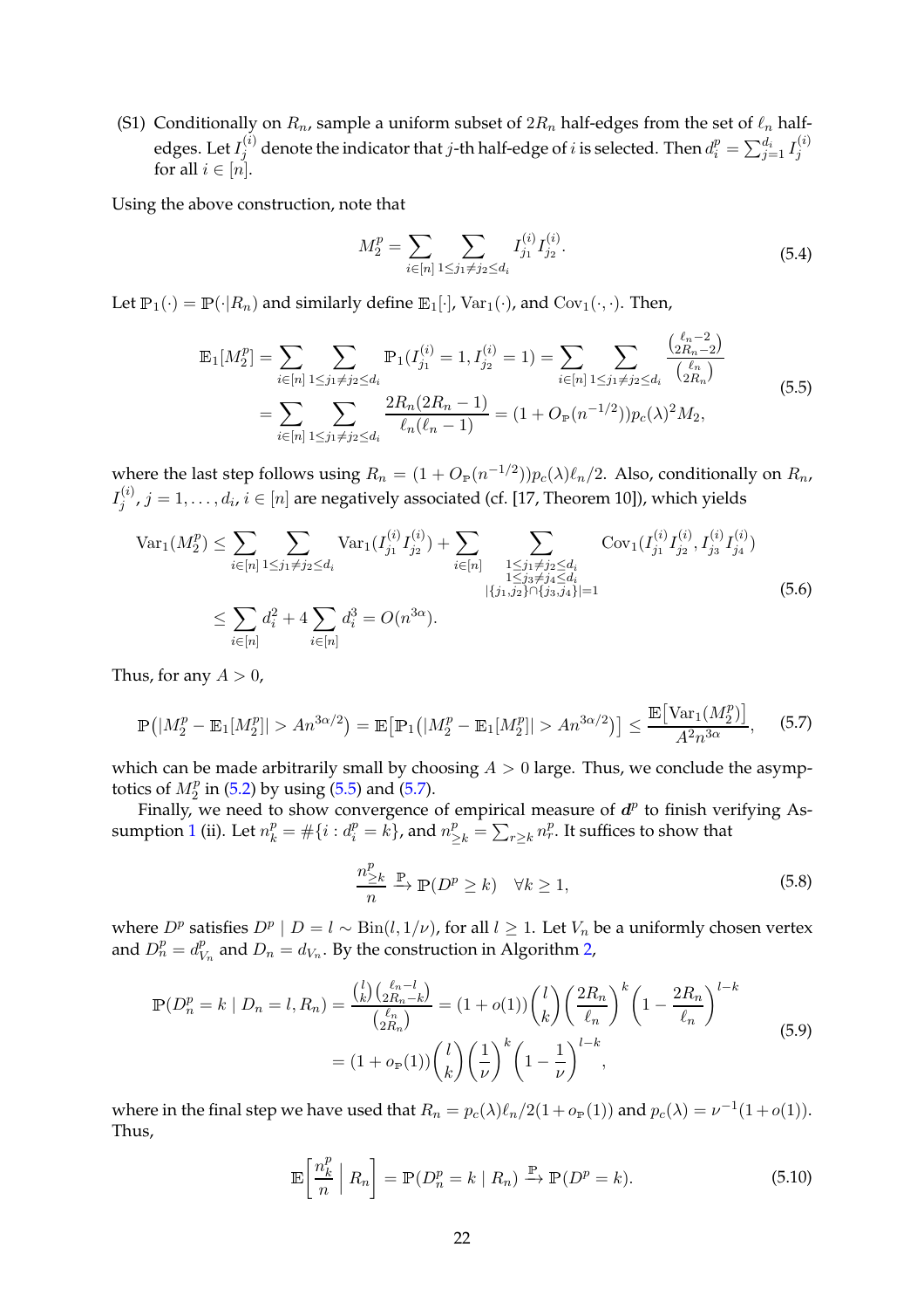(S1) Conditionally on $R_n$, sample a uniform subset of $2R_n$ half-edges from the set of $\ell_n$ half-edges. Let $I_j^{(i)}$ denote the indicator that $j$-th half-edge of $i$ is selected. Then $d_i^p = \sum_{j=1}^{d_i} I_j^{(i)}$ for all $i \in [n]$.

Using the above construction, note that

$$M_2^p = \sum_{i\in[n]} \sum_{1\leq j_1 \neq j_2 \leq d_i} I_{j_1}^{(i)} I_{j_2}^{(i)}. \tag{5.4}$$

Let $\mathbb{P}_1(\cdot) = \mathbb{P}(\cdot|R_n)$ and similarly define $\mathbb{E}_1[\cdot]$, $\mathrm{Var}_1(\cdot)$, and $\mathrm{Cov}_1(\cdot,\cdot)$. Then,

$$\begin{aligned}\mathbb{E}_1[M_2^p] &= \sum_{i\in[n]} \sum_{1\leq j_1 \neq j_2 \leq d_i} \mathbb{P}_1(I_{j_1}^{(i)} = 1, I_{j_2}^{(i)} = 1) = \sum_{i\in[n]} \sum_{1\leq j_1 \neq j_2 \leq d_i} \frac{\binom{\ell_n - 2}{2R_n - 2}}{\binom{\ell_n}{2R_n}} \\ &= \sum_{i\in[n]} \sum_{1\leq j_1 \neq j_2 \leq d_i} \frac{2R_n(2R_n-1)}{\ell_n(\ell_n-1)} = (1+O_{\mathbb{P}}(n^{-1/2}))p_c(\lambda)^2 M_2,\end{aligned} \tag{5.5}$$

where the last step follows using $R_n = (1+O_{\mathbb{P}}(n^{-1/2}))p_c(\lambda)\ell_n/2$. Also, conditionally on $R_n$, $I_j^{(i)}$, $j = 1,\dots,d_i$, $i \in [n]$ are negatively associated (cf. [17, Theorem 10]), which yields

$$\begin{aligned}\mathrm{Var}_1(M_2^p) &\leq \sum_{i\in[n]} \sum_{1\leq j_1 \neq j_2 \leq d_i} \mathrm{Var}_1(I_{j_1}^{(i)} I_{j_2}^{(i)}) + \sum_{i\in[n]} \sum_{\substack{1\leq j_1 \neq j_2 \leq d_i \\ 1\leq j_3 \neq j_4 \leq d_i \\ |\{j_1,j_2\}\cap\{j_3,j_4\}|=1}} \mathrm{Cov}_1(I_{j_1}^{(i)} I_{j_2}^{(i)}, I_{j_3}^{(i)} I_{j_4}^{(i)}) \\ &\leq \sum_{i\in[n]} d_i^2 + 4\sum_{i\in[n]} d_i^3 = O(n^{3\alpha}).\end{aligned} \tag{5.6}$$

Thus, for any $A > 0$,

$$\mathbb{P}\big(|M_2^p - \mathbb{E}_1[M_2^p]| > An^{3\alpha/2}\big) = \mathbb{E}\big[\mathbb{P}_1\big(|M_2^p - \mathbb{E}_1[M_2^p]| > An^{3\alpha/2}\big)\big] \leq \frac{\mathbb{E}\big[\mathrm{Var}_1(M_2^p)\big]}{A^2 n^{3\alpha}}, \tag{5.7}$$

which can be made arbitrarily small by choosing $A > 0$ large. Thus, we conclude the asymptotics of $M_2^p$ in (5.2) by using (5.5) and (5.7).

Finally, we need to show convergence of empirical measure of $\boldsymbol{d}^p$ to finish verifying Assumption 1 (ii). Let $n_k^p = \#\{i : d_i^p = k\}$, and $n_{\geq k}^p = \sum_{r\geq k} n_r^p$. It suffices to show that

$$\frac{n_{\geq k}^p}{n} \xrightarrow{\mathbb{P}} \mathbb{P}(D^p \geq k) \quad \forall k \geq 1, \tag{5.8}$$

where $D^p$ satisfies $D^p \mid D = l \sim \mathrm{Bin}(l, 1/\nu)$, for all $l \geq 1$. Let $V_n$ be a uniformly chosen vertex and $D_n^p = d_{V_n}^p$ and $D_n = d_{V_n}$. By the construction in Algorithm 2,

$$\begin{aligned}\mathbb{P}(D_n^p = k \mid D_n = l, R_n) &= \frac{\binom{l}{k}\binom{\ell_n - l}{2R_n - k}}{\binom{\ell_n}{2R_n}} = (1+o(1))\binom{l}{k}\left(\frac{2R_n}{\ell_n}\right)^k\left(1 - \frac{2R_n}{\ell_n}\right)^{l-k} \\ &= (1+o_{\mathbb{P}}(1))\binom{l}{k}\left(\frac{1}{\nu}\right)^k\left(1-\frac{1}{\nu}\right)^{l-k},\end{aligned} \tag{5.9}$$

where in the final step we have used that $R_n = p_c(\lambda)\ell_n/2(1+o_{\mathbb{P}}(1))$ and $p_c(\lambda) = \nu^{-1}(1+o(1))$. Thus,

$$\mathbb{E}\left[\frac{n_k^p}{n} \;\Big|\; R_n\right] = \mathbb{P}(D_n^p = k \mid R_n) \xrightarrow{\mathbb{P}} \mathbb{P}(D^p = k). \tag{5.10}$$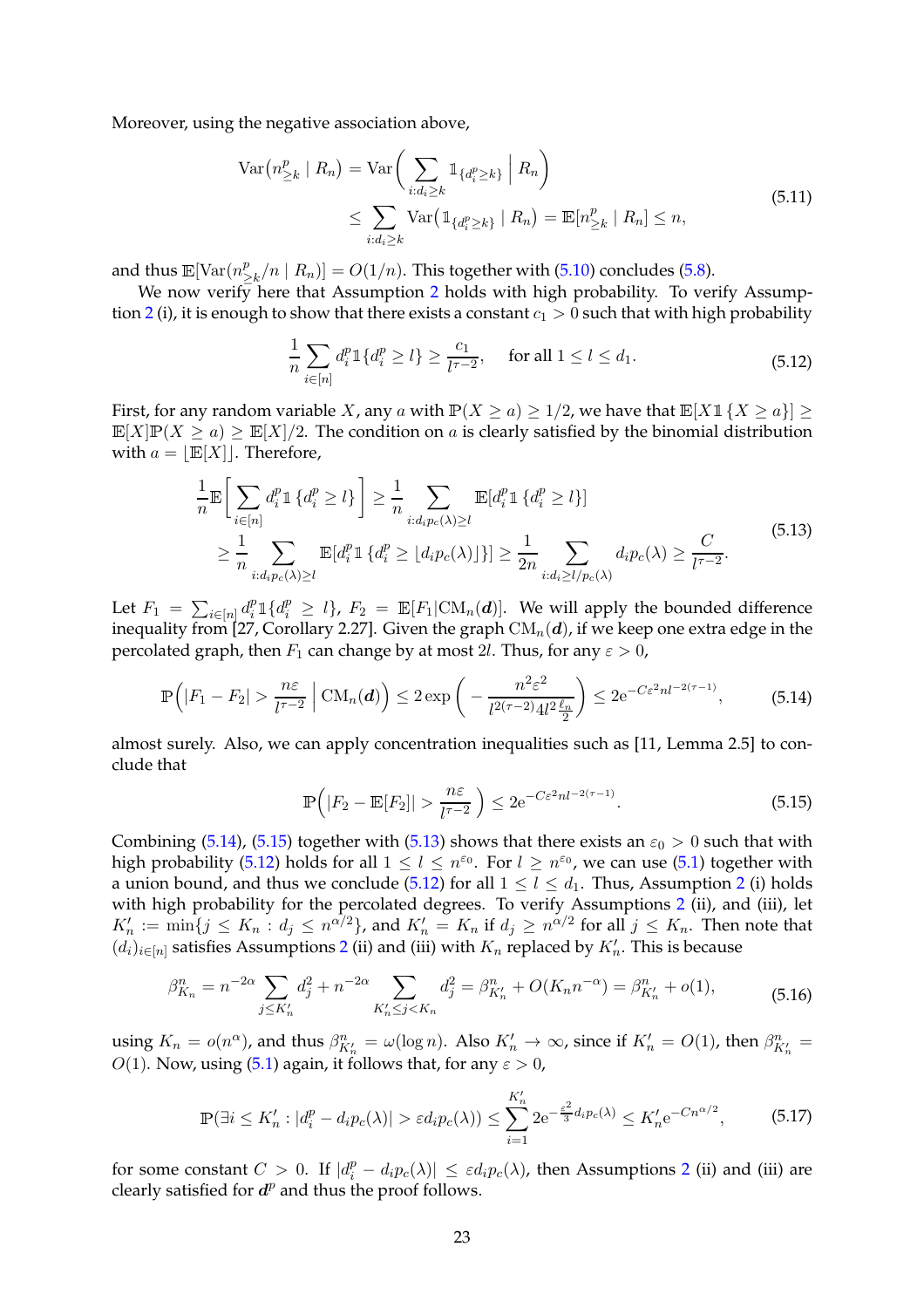Moreover, using the negative association above,

$$
\begin{aligned}
\mathrm{Var}\big(n^p_{\geq k} \mid R_n\big) &= \mathrm{Var}\bigg(\sum_{i:d_i\geq k} \mathbb{1}_{\{d^p_i\geq k\}} \;\Big|\; R_n\bigg) \\
&\leq \sum_{i:d_i\geq k} \mathrm{Var}\big(\mathbb{1}_{\{d^p_i\geq k\}} \mid R_n\big) = \mathbb{E}[n^p_{\geq k} \mid R_n] \leq n,
\end{aligned}
\tag{5.11}
$$

and thus $\mathbb{E}[\mathrm{Var}(n^p_{\geq k}/n \mid R_n)] = O(1/n)$. This together with (5.10) concludes (5.8).

We now verify here that Assumption 2 holds with high probability. To verify Assumption 2 (i), it is enough to show that there exists a constant $c_1 > 0$ such that with high probability

$$
\frac{1}{n}\sum_{i\in[n]} d^p_i \mathbb{1}\{d^p_i \geq l\} \geq \frac{c_1}{l^{\tau-2}}, \quad \text{for all } 1\leq l\leq d_1. \tag{5.12}
$$

First, for any random variable $X$, any $a$ with $\mathbb{P}(X\geq a)\geq 1/2$, we have that $\mathbb{E}[X\mathbb{1}\{X\geq a\}] \geq \mathbb{E}[X]\mathbb{P}(X\geq a) \geq \mathbb{E}[X]/2$. The condition on $a$ is clearly satisfied by the binomial distribution with $a = \lfloor \mathbb{E}[X]\rfloor$. Therefore,

$$
\begin{aligned}
\frac{1}{n}\mathbb{E}\bigg[\sum_{i\in[n]} d^p_i \mathbb{1}\{d^p_i\geq l\}\bigg] &\geq \frac{1}{n}\sum_{i:d_ip_c(\lambda)\geq l} \mathbb{E}[d^p_i\mathbb{1}\{d^p_i\geq l\}] \\
&\geq \frac{1}{n}\sum_{i:d_ip_c(\lambda)\geq l} \mathbb{E}[d^p_i\mathbb{1}\{d^p_i\geq \lfloor d_ip_c(\lambda)\rfloor\}] \geq \frac{1}{2n}\sum_{i:d_i\geq l/p_c(\lambda)} d_ip_c(\lambda) \geq \frac{C}{l^{\tau-2}}.
\end{aligned}
\tag{5.13}
$$

Let $F_1 = \sum_{i\in[n]} d^p_i\mathbb{1}\{d^p_i\geq l\}$, $F_2 = \mathbb{E}[F_1|\mathrm{CM}_n(\boldsymbol{d})]$. We will apply the bounded difference inequality from [27, Corollary 2.27]. Given the graph $\mathrm{CM}_n(\boldsymbol{d})$, if we keep one extra edge in the percolated graph, then $F_1$ can change by at most $2l$. Thus, for any $\varepsilon>0$,

$$
\mathbb{P}\Big(|F_1-F_2| > \frac{n\varepsilon}{l^{\tau-2}} \;\Big|\; \mathrm{CM}_n(\boldsymbol{d})\Big) \leq 2\exp\bigg(-\frac{n^2\varepsilon^2}{l^{2(\tau-2)}4l^2\frac{\ell_n}{2}}\bigg) \leq 2\mathrm{e}^{-C\varepsilon^2 nl^{-2(\tau-1)}}, \tag{5.14}
$$

almost surely. Also, we can apply concentration inequalities such as [11, Lemma 2.5] to conclude that

$$
\mathbb{P}\Big(|F_2-\mathbb{E}[F_2]| > \frac{n\varepsilon}{l^{\tau-2}}\Big) \leq 2\mathrm{e}^{-C\varepsilon^2 nl^{-2(\tau-1)}}. \tag{5.15}
$$

Combining (5.14), (5.15) together with (5.13) shows that there exists an $\varepsilon_0>0$ such that with high probability (5.12) holds for all $1\leq l\leq n^{\varepsilon_0}$. For $l\geq n^{\varepsilon_0}$, we can use (5.1) together with a union bound, and thus we conclude (5.12) for all $1\leq l\leq d_1$. Thus, Assumption 2 (i) holds with high probability for the percolated degrees. To verify Assumptions 2 (ii), and (iii), let $K_n' := \min\{j\leq K_n : d_j\leq n^{\alpha/2}\}$, and $K_n' = K_n$ if $d_j\geq n^{\alpha/2}$ for all $j\leq K_n$. Then note that $(d_i)_{i\in[n]}$ satisfies Assumptions 2 (ii) and (iii) with $K_n$ replaced by $K_n'$. This is because

$$
\beta^n_{K_n} = n^{-2\alpha}\sum_{j\leq K_n'} d_j^2 + n^{-2\alpha}\sum_{K_n'\leq j<K_n} d_j^2 = \beta^n_{K_n'} + O(K_nn^{-\alpha}) = \beta^n_{K_n'} + o(1), \tag{5.16}
$$

using $K_n = o(n^{\alpha})$, and thus $\beta^n_{K_n'} = \omega(\log n)$. Also $K_n'\to\infty$, since if $K_n' = O(1)$, then $\beta^n_{K_n'} = O(1)$. Now, using (5.1) again, it follows that, for any $\varepsilon>0$,

$$
\mathbb{P}(\exists i\leq K_n' : |d^p_i - d_ip_c(\lambda)| > \varepsilon d_ip_c(\lambda)) \leq \sum_{i=1}^{K_n'} 2\mathrm{e}^{-\frac{\varepsilon^2}{3}d_ip_c(\lambda)} \leq K_n'\mathrm{e}^{-Cn^{\alpha/2}}, \tag{5.17}
$$

for some constant $C>0$. If $|d^p_i - d_ip_c(\lambda)|\leq \varepsilon d_ip_c(\lambda)$, then Assumptions 2 (ii) and (iii) are clearly satisfied for $\boldsymbol{d}^p$ and thus the proof follows.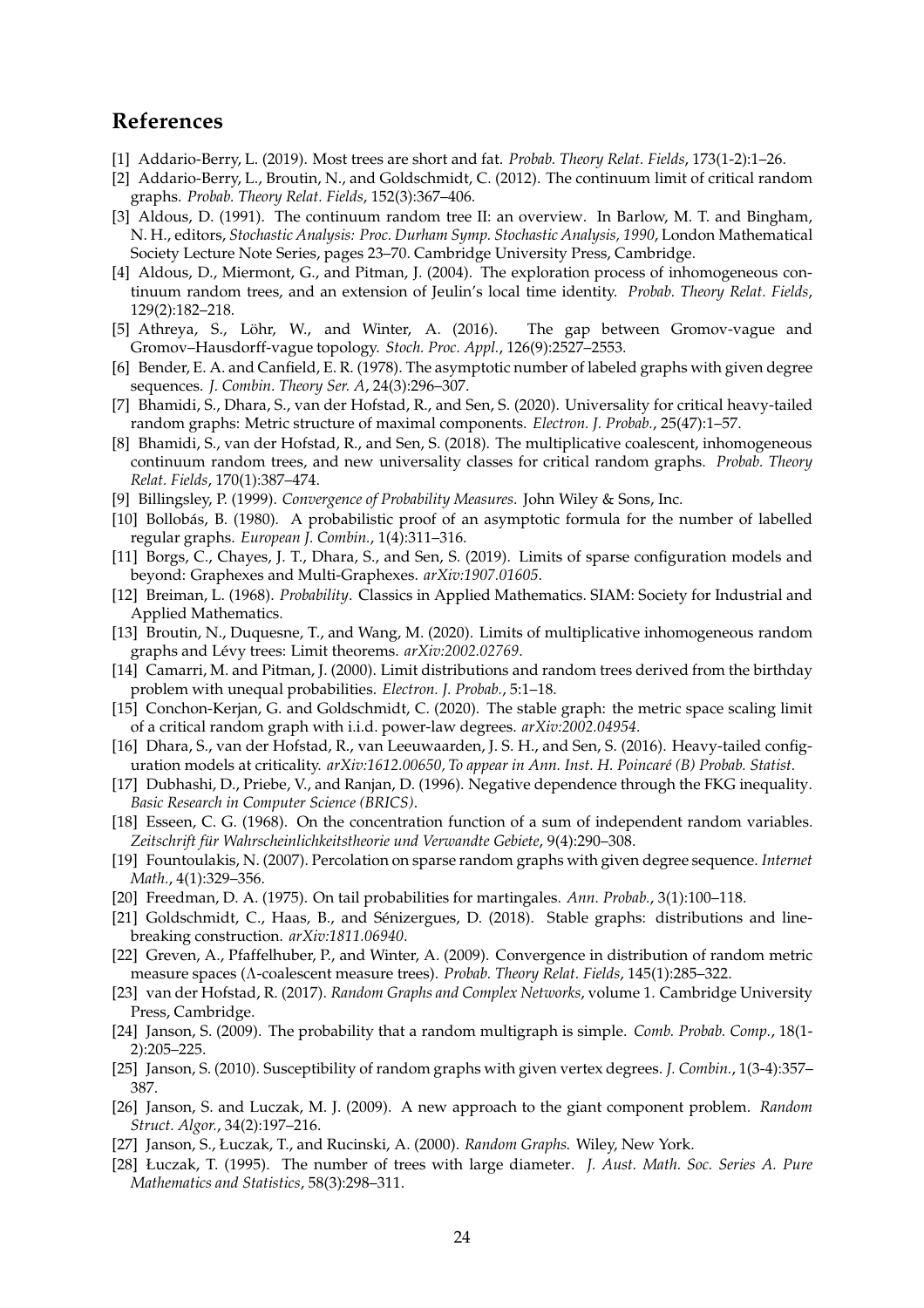# References

[1] Addario-Berry, L. (2019). Most trees are short and fat. *Probab. Theory Relat. Fields*, 173(1-2):1–26.

[2] Addario-Berry, L., Broutin, N., and Goldschmidt, C. (2012). The continuum limit of critical random graphs. *Probab. Theory Relat. Fields*, 152(3):367–406.

[3] Aldous, D. (1991). The continuum random tree II: an overview. In Barlow, M. T. and Bingham, N. H., editors, *Stochastic Analysis: Proc. Durham Symp. Stochastic Analysis, 1990*, London Mathematical Society Lecture Note Series, pages 23–70. Cambridge University Press, Cambridge.

[4] Aldous, D., Miermont, G., and Pitman, J. (2004). The exploration process of inhomogeneous continuum random trees, and an extension of Jeulin's local time identity. *Probab. Theory Relat. Fields*, 129(2):182–218.

[5] Athreya, S., Löhr, W., and Winter, A. (2016). The gap between Gromov-vague and Gromov–Hausdorff-vague topology. *Stoch. Proc. Appl.*, 126(9):2527–2553.

[6] Bender, E. A. and Canfield, E. R. (1978). The asymptotic number of labeled graphs with given degree sequences. *J. Combin. Theory Ser. A*, 24(3):296–307.

[7] Bhamidi, S., Dhara, S., van der Hofstad, R., and Sen, S. (2020). Universality for critical heavy-tailed random graphs: Metric structure of maximal components. *Electron. J. Probab.*, 25(47):1–57.

[8] Bhamidi, S., van der Hofstad, R., and Sen, S. (2018). The multiplicative coalescent, inhomogeneous continuum random trees, and new universality classes for critical random graphs. *Probab. Theory Relat. Fields*, 170(1):387–474.

[9] Billingsley, P. (1999). *Convergence of Probability Measures*. John Wiley & Sons, Inc.

[10] Bollobás, B. (1980). A probabilistic proof of an asymptotic formula for the number of labelled regular graphs. *European J. Combin.*, 1(4):311–316.

[11] Borgs, C., Chayes, J. T., Dhara, S., and Sen, S. (2019). Limits of sparse configuration models and beyond: Graphexes and Multi-Graphexes. *arXiv:1907.01605*.

[12] Breiman, L. (1968). *Probability*. Classics in Applied Mathematics. SIAM: Society for Industrial and Applied Mathematics.

[13] Broutin, N., Duquesne, T., and Wang, M. (2020). Limits of multiplicative inhomogeneous random graphs and Lévy trees: Limit theorems. *arXiv:2002.02769*.

[14] Camarri, M. and Pitman, J. (2000). Limit distributions and random trees derived from the birthday problem with unequal probabilities. *Electron. J. Probab.*, 5:1–18.

[15] Conchon-Kerjan, G. and Goldschmidt, C. (2020). The stable graph: the metric space scaling limit of a critical random graph with i.i.d. power-law degrees. *arXiv:2002.04954*.

[16] Dhara, S., van der Hofstad, R., van Leeuwaarden, J. S. H., and Sen, S. (2016). Heavy-tailed configuration models at criticality. *arXiv:1612.00650, To appear in Ann. Inst. H. Poincaré (B) Probab. Statist.*

[17] Dubhashi, D., Priebe, V., and Ranjan, D. (1996). Negative dependence through the FKG inequality. *Basic Research in Computer Science (BRICS)*.

[18] Esseen, C. G. (1968). On the concentration function of a sum of independent random variables. *Zeitschrift für Wahrscheinlichkeitstheorie und Verwandte Gebiete*, 9(4):290–308.

[19] Fountoulakis, N. (2007). Percolation on sparse random graphs with given degree sequence. *Internet Math.*, 4(1):329–356.

[20] Freedman, D. A. (1975). On tail probabilities for martingales. *Ann. Probab.*, 3(1):100–118.

[21] Goldschmidt, C., Haas, B., and Sénizergues, D. (2018). Stable graphs: distributions and line-breaking construction. *arXiv:1811.06940*.

[22] Greven, A., Pfaffelhuber, P., and Winter, A. (2009). Convergence in distribution of random metric measure spaces ($\Lambda$-coalescent measure trees). *Probab. Theory Relat. Fields*, 145(1):285–322.

[23] van der Hofstad, R. (2017). *Random Graphs and Complex Networks*, volume 1. Cambridge University Press, Cambridge.

[24] Janson, S. (2009). The probability that a random multigraph is simple. *Comb. Probab. Comp.*, 18(1-2):205–225.

[25] Janson, S. (2010). Susceptibility of random graphs with given vertex degrees. *J. Combin.*, 1(3-4):357–387.

[26] Janson, S. and Luczak, M. J. (2009). A new approach to the giant component problem. *Random Struct. Algor.*, 34(2):197–216.

[27] Janson, S., Łuczak, T., and Rucinski, A. (2000). *Random Graphs.* Wiley, New York.

[28] Łuczak, T. (1995). The number of trees with large diameter. *J. Aust. Math. Soc. Series A. Pure Mathematics and Statistics*, 58(3):298–311.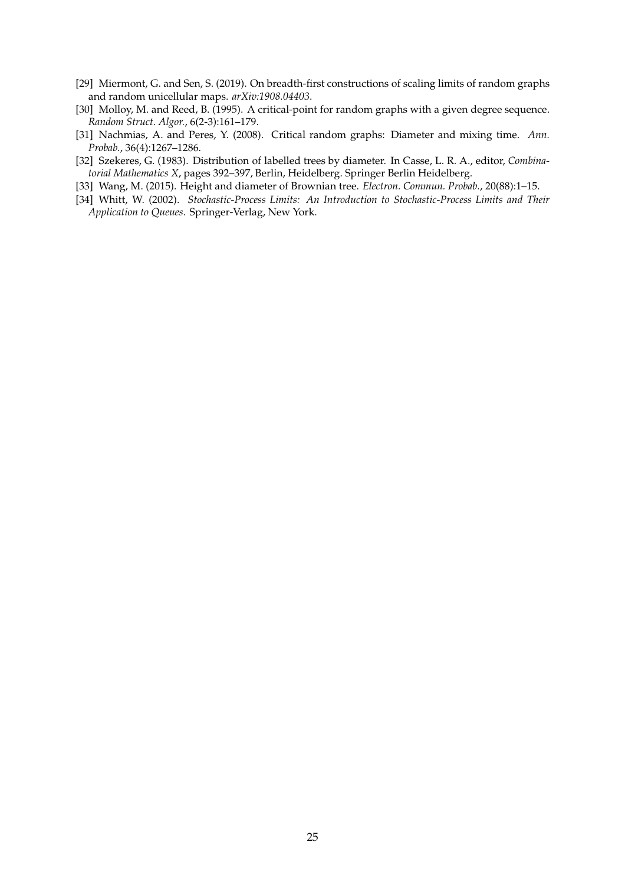[29] Miermont, G. and Sen, S. (2019). On breadth-first constructions of scaling limits of random graphs and random unicellular maps. *arXiv:1908.04403*.

[30] Molloy, M. and Reed, B. (1995). A critical-point for random graphs with a given degree sequence. *Random Struct. Algor.*, 6(2-3):161–179.

[31] Nachmias, A. and Peres, Y. (2008). Critical random graphs: Diameter and mixing time. *Ann. Probab.*, 36(4):1267–1286.

[32] Szekeres, G. (1983). Distribution of labelled trees by diameter. In Casse, L. R. A., editor, *Combinatorial Mathematics X*, pages 392–397, Berlin, Heidelberg. Springer Berlin Heidelberg.

[33] Wang, M. (2015). Height and diameter of Brownian tree. *Electron. Commun. Probab.*, 20(88):1–15.

[34] Whitt, W. (2002). *Stochastic-Process Limits: An Introduction to Stochastic-Process Limits and Their Application to Queues*. Springer-Verlag, New York.